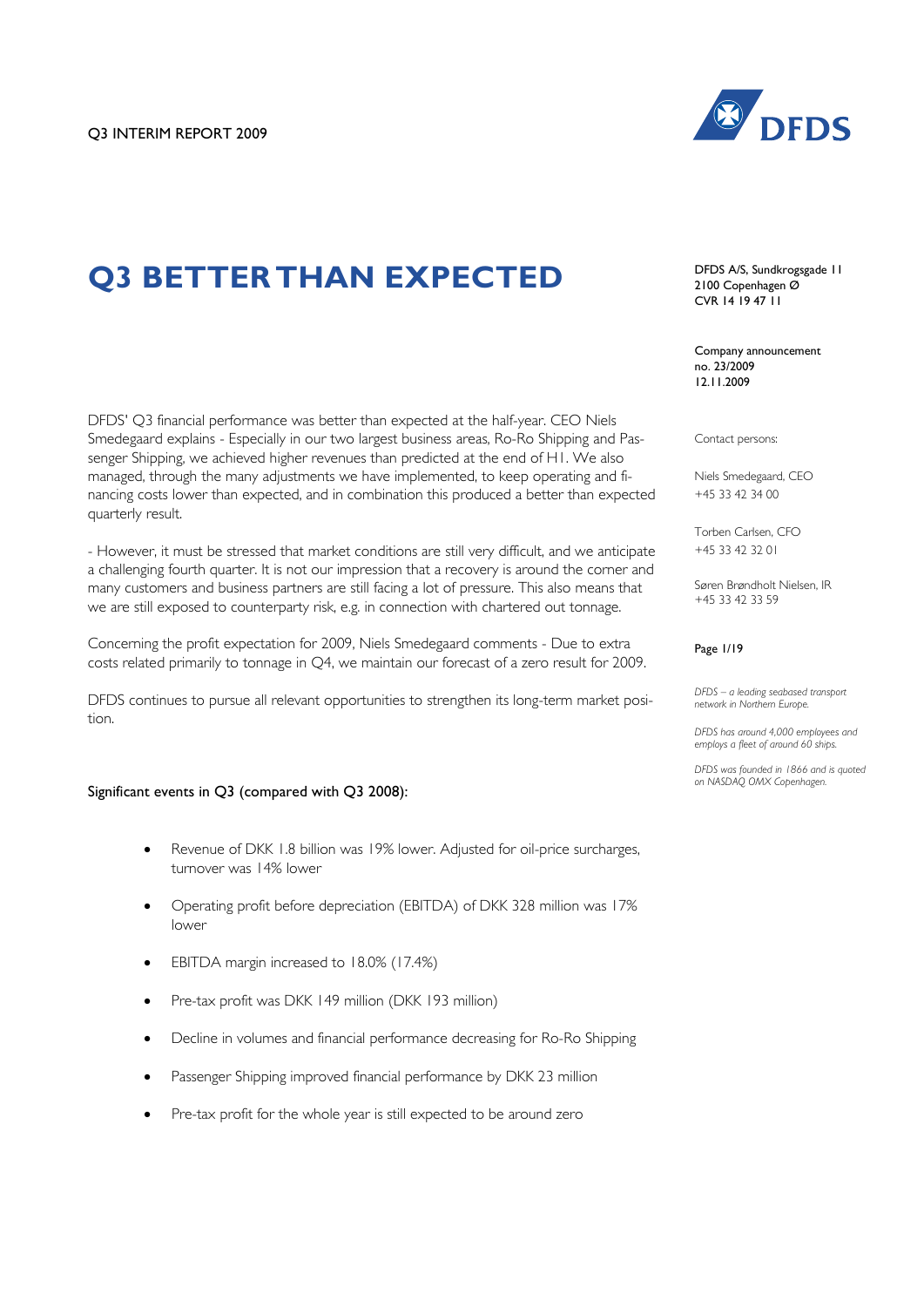Q3 INTERIM REPORT 2009

# Q3 BETTER THAN EXPECTED

DFDS A/S, Sundkrogsgade 11
2100 Copenhagen Ø
CVR 14 19 47 11

Company announcement no. 23/2009
12.11.2009

Contact persons:

Niels Smedegaard, CEO
+45 33 42 34 00

Torben Carlsen, CFO
+45 33 42 32 01

Søren Brøndholt Nielsen, IR
+45 33 42 33 59

*DFDS – a leading seabased transport network in Northern Europe.*

*DFDS has around 4,000 employees and employs a fleet of around 60 ships.*

*DFDS was founded in 1866 and is quoted on NASDAQ OMX Copenhagen.*

DFDS' Q3 financial performance was better than expected at the half-year. CEO Niels Smedegaard explains - Especially in our two largest business areas, Ro-Ro Shipping and Passenger Shipping, we achieved higher revenues than predicted at the end of H1. We also managed, through the many adjustments we have implemented, to keep operating and financing costs lower than expected, and in combination this produced a better than expected quarterly result.

- However, it must be stressed that market conditions are still very difficult, and we anticipate a challenging fourth quarter. It is not our impression that a recovery is around the corner and many customers and business partners are still facing a lot of pressure. This also means that we are still exposed to counterparty risk, e.g. in connection with chartered out tonnage.

Concerning the profit expectation for 2009, Niels Smedegaard comments - Due to extra costs related primarily to tonnage in Q4, we maintain our forecast of a zero result for 2009.

DFDS continues to pursue all relevant opportunities to strengthen its long-term market position.

Significant events in Q3 (compared with Q3 2008):

- Revenue of DKK 1.8 billion was 19% lower. Adjusted for oil-price surcharges, turnover was 14% lower
- Operating profit before depreciation (EBITDA) of DKK 328 million was 17% lower
- EBITDA margin increased to 18.0% (17.4%)
- Pre-tax profit was DKK 149 million (DKK 193 million)
- Decline in volumes and financial performance decreasing for Ro-Ro Shipping
- Passenger Shipping improved financial performance by DKK 23 million
- Pre-tax profit for the whole year is still expected to be around zero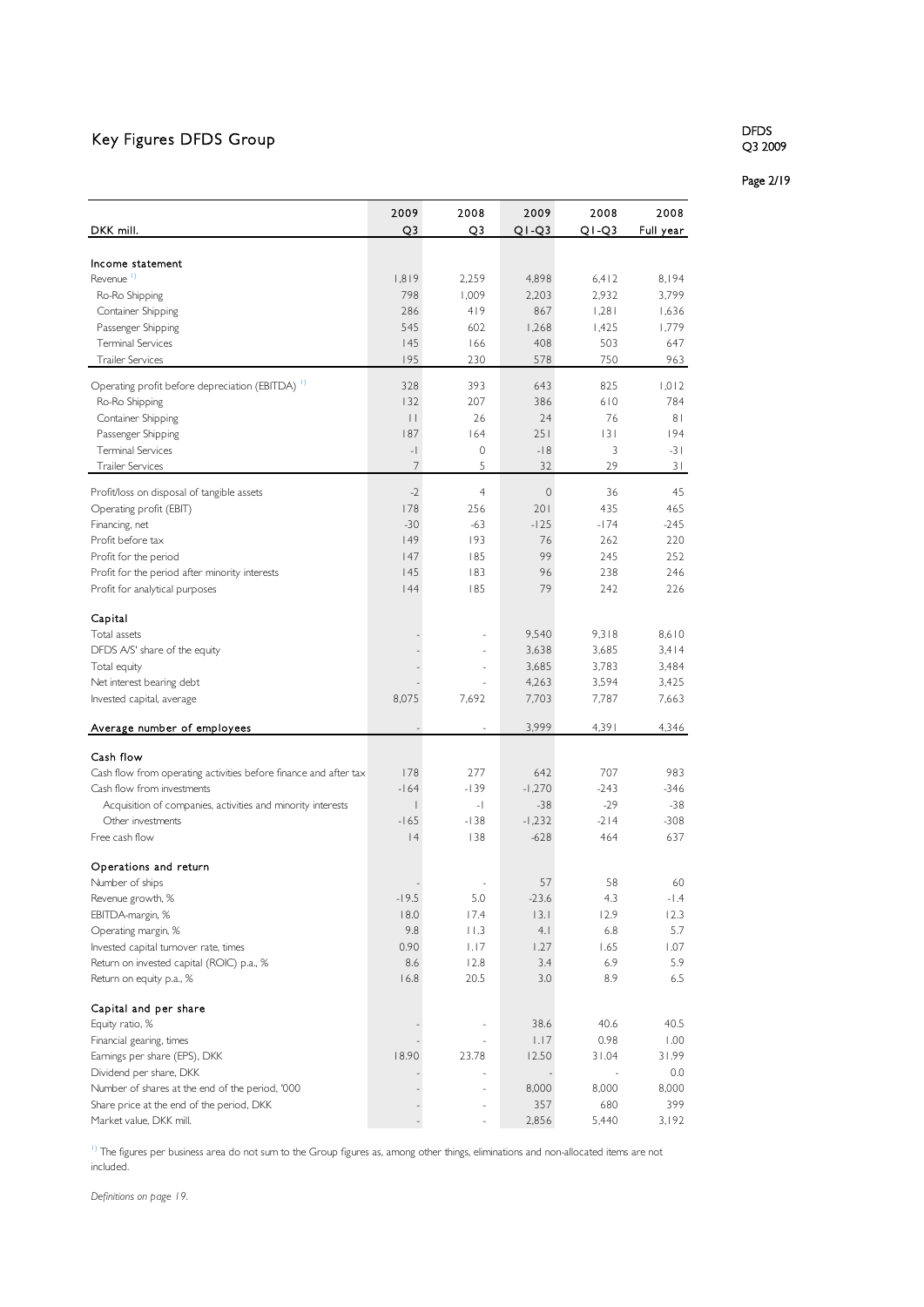# Key Figures DFDS Group

| DKK mill. | 2009 Q3 | 2008 Q3 | 2009 Q1-Q3 | 2008 Q1-Q3 | 2008 Full year |
|---|---|---|---|---|---|
| **Income statement** | | | | | |
| Revenue [1] | 1,819 | 2,259 | 4,898 | 6,412 | 8,194 |
| Ro-Ro Shipping | 798 | 1,009 | 2,203 | 2,932 | 3,799 |
| Container Shipping | 286 | 419 | 867 | 1,281 | 1,636 |
| Passenger Shipping | 545 | 602 | 1,268 | 1,425 | 1,779 |
| Terminal Services | 145 | 166 | 408 | 503 | 647 |
| Trailer Services | 195 | 230 | 578 | 750 | 963 |
| Operating profit before depreciation (EBITDA) [1] | 328 | 393 | 643 | 825 | 1,012 |
| Ro-Ro Shipping | 132 | 207 | 386 | 610 | 784 |
| Container Shipping | 11 | 26 | 24 | 76 | 81 |
| Passenger Shipping | 187 | 164 | 251 | 131 | 194 |
| Terminal Services | -1 | 0 | -18 | 3 | -31 |
| Trailer Services | 7 | 5 | 32 | 29 | 31 |
| Profit/loss on disposal of tangible assets | -2 | 4 | 0 | 36 | 45 |
| Operating profit (EBIT) | 178 | 256 | 201 | 435 | 465 |
| Financing, net | -30 | -63 | -125 | -174 | -245 |
| Profit before tax | 149 | 193 | 76 | 262 | 220 |
| Profit for the period | 147 | 185 | 99 | 245 | 252 |
| Profit for the period after minority interests | 145 | 183 | 96 | 238 | 246 |
| Profit for analytical purposes | 144 | 185 | 79 | 242 | 226 |
| **Capital** | | | | | |
| Total assets | - | - | 9,540 | 9,318 | 8,610 |
| DFDS A/S' share of the equity | - | - | 3,638 | 3,685 | 3,414 |
| Total equity | - | - | 3,685 | 3,783 | 3,484 |
| Net interest bearing debt | - | - | 4,263 | 3,594 | 3,425 |
| Invested capital, average | 8,075 | 7,692 | 7,703 | 7,787 | 7,663 |
| **Average number of employees** | - | - | 3,999 | 4,391 | 4,346 |
| **Cash flow** | | | | | |
| Cash flow from operating activities before finance and after tax | 178 | 277 | 642 | 707 | 983 |
| Cash flow from investments | -164 | -139 | -1,270 | -243 | -346 |
| Acquisition of companies, activities and minority interests | 1 | -1 | -38 | -29 | -38 |
| Other investments | -165 | -138 | -1,232 | -214 | -308 |
| Free cash flow | 14 | 138 | -628 | 464 | 637 |
| **Operations and return** | | | | | |
| Number of ships | - | - | 57 | 58 | 60 |
| Revenue growth, % | -19.5 | 5.0 | -23.6 | 4.3 | -1.4 |
| EBITDA-margin, % | 18.0 | 17.4 | 13.1 | 12.9 | 12.3 |
| Operating margin, % | 9.8 | 11.3 | 4.1 | 6.8 | 5.7 |
| Invested capital turnover rate, times | 0.90 | 1.17 | 1.27 | 1.65 | 1.07 |
| Return on invested capital (ROIC) p.a., % | 8.6 | 12.8 | 3.4 | 6.9 | 5.9 |
| Return on equity p.a., % | 16.8 | 20.5 | 3.0 | 8.9 | 6.5 |
| **Capital and per share** | | | | | |
| Equity ratio, % | - | - | 38.6 | 40.6 | 40.5 |
| Financial gearing, times | - | - | 1.17 | 0.98 | 1.00 |
| Earnings per share (EPS), DKK | 18.90 | 23.78 | 12.50 | 31.04 | 31.99 |
| Dividend per share, DKK | - | - | - | - | 0.0 |
| Number of shares at the end of the period, '000 | - | - | 8,000 | 8,000 | 8,000 |
| Share price at the end of the period, DKK | - | - | 357 | 680 | 399 |
| Market value, DKK mill. | - | - | 2,856 | 5,440 | 3,192 |

[1] The figures per business area do not sum to the Group figures as, among other things, eliminations and non-allocated items are not included.

*Definitions on page 19.*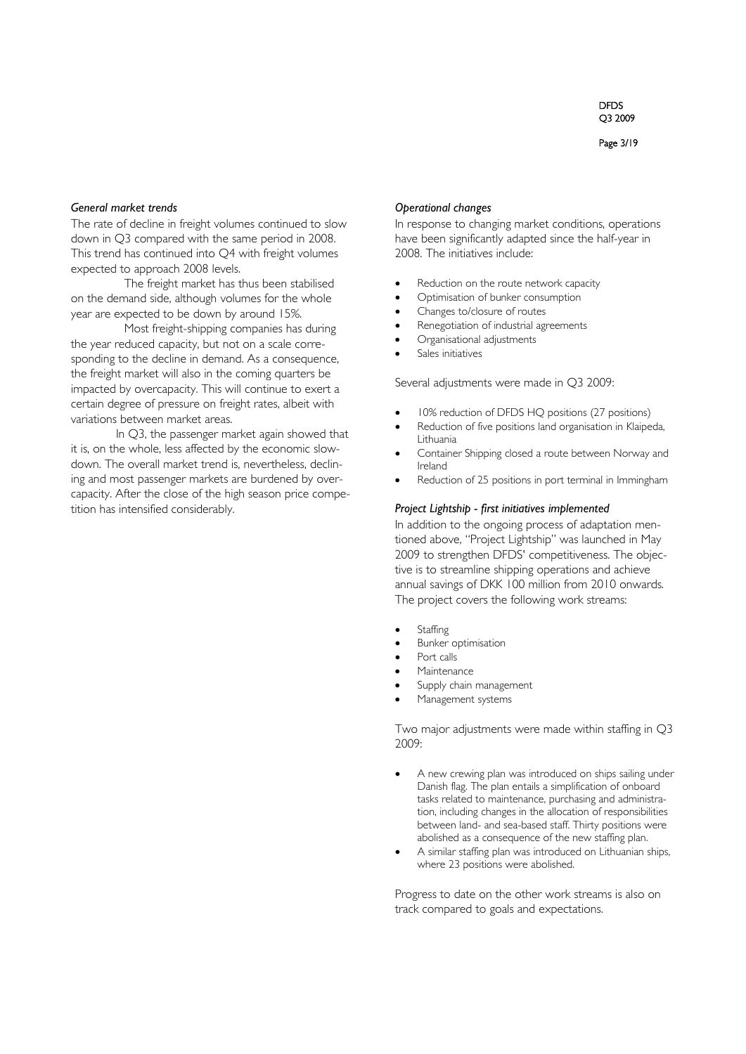*General market trends*

The rate of decline in freight volumes continued to slow down in Q3 compared with the same period in 2008. This trend has continued into Q4 with freight volumes expected to approach 2008 levels.

The freight market has thus been stabilised on the demand side, although volumes for the whole year are expected to be down by around 15%.

Most freight-shipping companies has during the year reduced capacity, but not on a scale corresponding to the decline in demand. As a consequence, the freight market will also in the coming quarters be impacted by overcapacity. This will continue to exert a certain degree of pressure on freight rates, albeit with variations between market areas.

In Q3, the passenger market again showed that it is, on the whole, less affected by the economic slowdown. The overall market trend is, nevertheless, declining and most passenger markets are burdened by overcapacity. After the close of the high season price competition has intensified considerably.

*Operational changes*

In response to changing market conditions, operations have been significantly adapted since the half-year in 2008. The initiatives include:

- Reduction on the route network capacity
- Optimisation of bunker consumption
- Changes to/closure of routes
- Renegotiation of industrial agreements
- Organisational adjustments
- Sales initiatives

Several adjustments were made in Q3 2009:

- 10% reduction of DFDS HQ positions (27 positions)
- Reduction of five positions land organisation in Klaipeda, Lithuania
- Container Shipping closed a route between Norway and Ireland
- Reduction of 25 positions in port terminal in Immingham

***Project Lightship - first initiatives implemented***

In addition to the ongoing process of adaptation mentioned above, "Project Lightship" was launched in May 2009 to strengthen DFDS' competitiveness. The objective is to streamline shipping operations and achieve annual savings of DKK 100 million from 2010 onwards. The project covers the following work streams:

- Staffing
- Bunker optimisation
- Port calls
- Maintenance
- Supply chain management
- Management systems

Two major adjustments were made within staffing in Q3 2009:

- A new crewing plan was introduced on ships sailing under Danish flag. The plan entails a simplification of onboard tasks related to maintenance, purchasing and administration, including changes in the allocation of responsibilities between land- and sea-based staff. Thirty positions were abolished as a consequence of the new staffing plan.
- A similar staffing plan was introduced on Lithuanian ships, where 23 positions were abolished.

Progress to date on the other work streams is also on track compared to goals and expectations.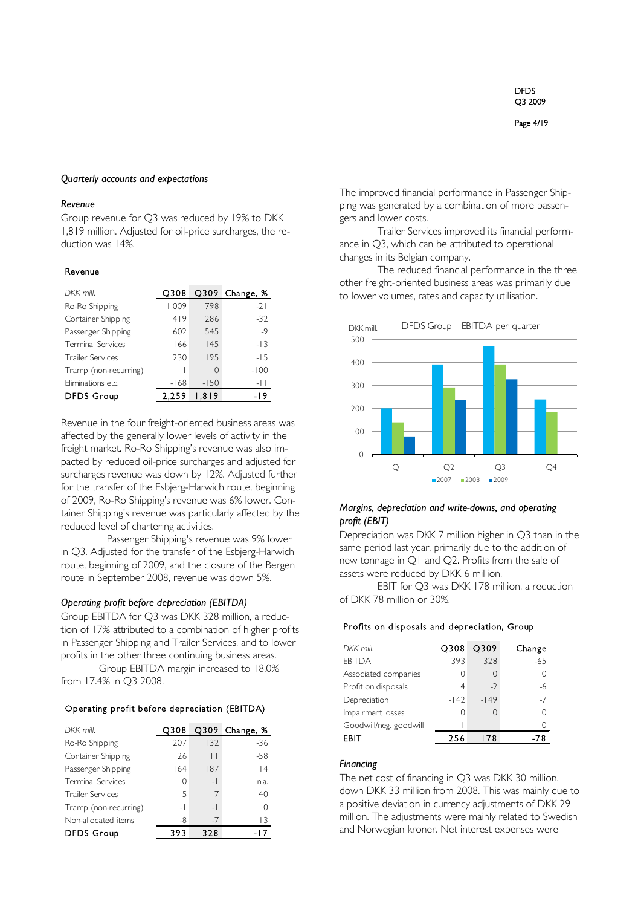*Quarterly accounts and expectations*

*Revenue*

Group revenue for Q3 was reduced by 19% to DKK 1,819 million. Adjusted for oil-price surcharges, the reduction was 14%.

**Revenue**

| DKK mill. | Q308 | Q309 | Change, % |
|---|---|---|---|
| Ro-Ro Shipping | 1,009 | 798 | -21 |
| Container Shipping | 419 | 286 | -32 |
| Passenger Shipping | 602 | 545 | -9 |
| Terminal Services | 166 | 145 | -13 |
| Trailer Services | 230 | 195 | -15 |
| Tramp (non-recurring) | 1 | 0 | -100 |
| Eliminations etc. | -168 | -150 | -11 |
| **DFDS Group** | **2,259** | **1,819** | **-19** |

Revenue in the four freight-oriented business areas was affected by the generally lower levels of activity in the freight market. Ro-Ro Shipping's revenue was also impacted by reduced oil-price surcharges and adjusted for surcharges revenue was down by 12%. Adjusted further for the transfer of the Esbjerg-Harwich route, beginning of 2009, Ro-Ro Shipping's revenue was 6% lower. Container Shipping's revenue was particularly affected by the reduced level of chartering activities.

Passenger Shipping's revenue was 9% lower in Q3. Adjusted for the transfer of the Esbjerg-Harwich route, beginning of 2009, and the closure of the Bergen route in September 2008, revenue was down 5%.

*Operating profit before depreciation (EBITDA)*

Group EBITDA for Q3 was DKK 328 million, a reduction of 17% attributed to a combination of higher profits in Passenger Shipping and Trailer Services, and to lower profits in the other three continuing business areas.

Group EBITDA margin increased to 18.0% from 17.4% in Q3 2008.

**Operating profit before depreciation (EBITDA)**

| DKK mill. | Q308 | Q309 | Change, % |
|---|---|---|---|
| Ro-Ro Shipping | 207 | 132 | -36 |
| Container Shipping | 26 | 11 | -58 |
| Passenger Shipping | 164 | 187 | 14 |
| Terminal Services | 0 | -1 | n.a. |
| Trailer Services | 5 | 7 | 40 |
| Tramp (non-recurring) | -1 | -1 | 0 |
| Non-allocated items | -8 | -7 | 13 |
| **DFDS Group** | **393** | **328** | **-17** |

The improved financial performance in Passenger Shipping was generated by a combination of more passengers and lower costs.

Trailer Services improved its financial performance in Q3, which can be attributed to operational changes in its Belgian company.

The reduced financial performance in the three other freight-oriented business areas was primarily due to lower volumes, rates and capacity utilisation.

**DFDS Group - EBITDA per quarter** (DKK mill.)

| | 2007 | 2008 | 2009 |
|---|---|---|---|
| Q1 | ~200 | ~140 | ~80 |
| Q2 | ~390 | ~290 | ~235 |
| Q3 | ~470 | ~393 | ~328 |
| Q4 | ~240 | ~185 | |

*Margins, depreciation and write-downs, and operating profit (EBIT)*

Depreciation was DKK 7 million higher in Q3 than in the same period last year, primarily due to the addition of new tonnage in Q1 and Q2. Profits from the sale of assets were reduced by DKK 6 million.

EBIT for Q3 was DKK 178 million, a reduction of DKK 78 million or 30%.

**Profits on disposals and depreciation, Group**

| DKK mill. | Q308 | Q309 | Change |
|---|---|---|---|
| EBITDA | 393 | 328 | -65 |
| Associated companies | 0 | 0 | 0 |
| Profit on disposals | 4 | -2 | -6 |
| Depreciation | -142 | -149 | -7 |
| Impairment losses | 0 | 0 | 0 |
| Goodwill/neg. goodwill | 1 | 1 | 0 |
| **EBIT** | **256** | **178** | **-78** |

*Financing*

The net cost of financing in Q3 was DKK 30 million, down DKK 33 million from 2008. This was mainly due to a positive deviation in currency adjustments of DKK 29 million. The adjustments were mainly related to Swedish and Norwegian kroner. Net interest expenses were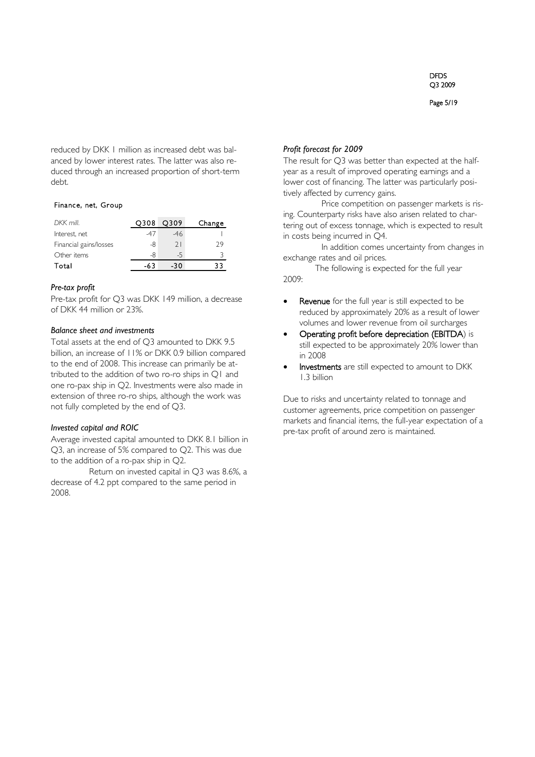reduced by DKK 1 million as increased debt was balanced by lower interest rates. The latter was also reduced through an increased proportion of short-term debt.

**Finance, net, Group**

| DKK mill. | Q308 | Q309 | Change |
|---|---|---|---|
| Interest, net | -47 | -46 | 1 |
| Financial gains/losses | -8 | 21 | 29 |
| Other items | -8 | -5 | 3 |
| **Total** | **-63** | **-30** | **33** |

### *Pre-tax profit*

Pre-tax profit for Q3 was DKK 149 million, a decrease of DKK 44 million or 23%.

### *Balance sheet and investments*

Total assets at the end of Q3 amounted to DKK 9.5 billion, an increase of 11% or DKK 0.9 billion compared to the end of 2008. This increase can primarily be attributed to the addition of two ro-ro ships in Q1 and one ro-pax ship in Q2. Investments were also made in extension of three ro-ro ships, although the work was not fully completed by the end of Q3.

### *Invested capital and ROIC*

Average invested capital amounted to DKK 8.1 billion in Q3, an increase of 5% compared to Q2. This was due to the addition of a ro-pax ship in Q2.

Return on invested capital in Q3 was 8.6%, a decrease of 4.2 ppt compared to the same period in 2008.

### *Profit forecast for 2009*

The result for Q3 was better than expected at the half-year as a result of improved operating earnings and a lower cost of financing. The latter was particularly positively affected by currency gains.

Price competition on passenger markets is rising. Counterparty risks have also arisen related to chartering out of excess tonnage, which is expected to result in costs being incurred in Q4.

In addition comes uncertainty from changes in exchange rates and oil prices.

The following is expected for the full year 2009:

- **Revenue** for the full year is still expected to be reduced by approximately 20% as a result of lower volumes and lower revenue from oil surcharges
- **Operating profit before depreciation (EBITDA**) is still expected to be approximately 20% lower than in 2008
- **Investments** are still expected to amount to DKK 1.3 billion

Due to risks and uncertainty related to tonnage and customer agreements, price competition on passenger markets and financial items, the full-year expectation of a pre-tax profit of around zero is maintained.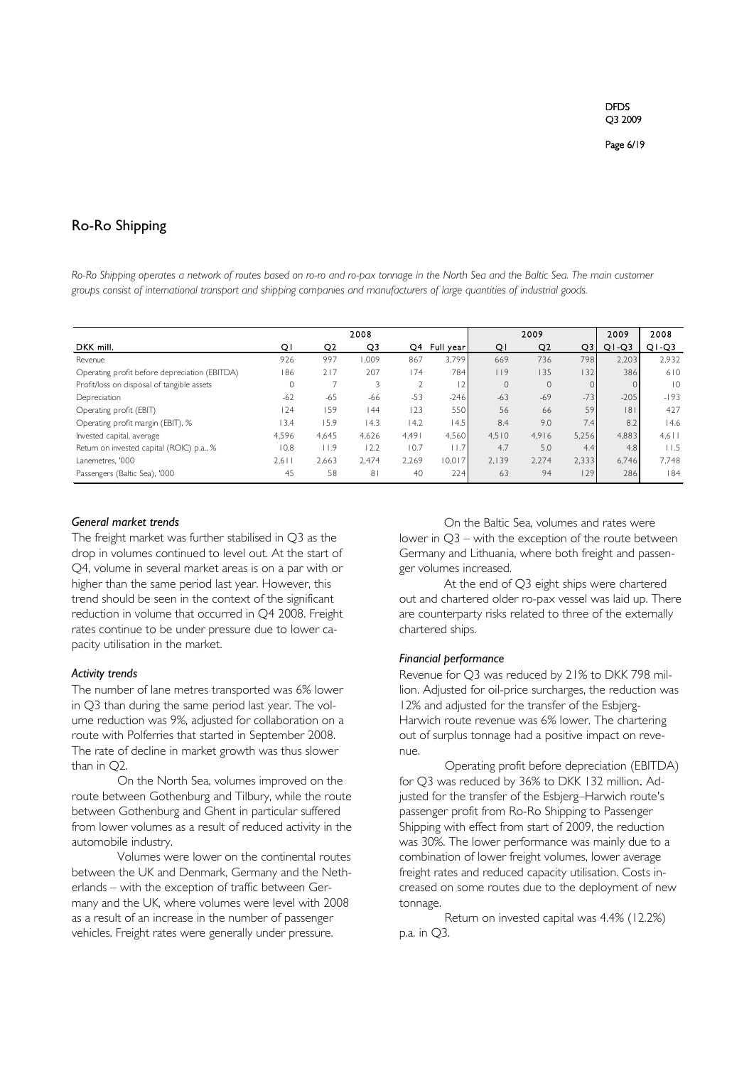## Ro-Ro Shipping

*Ro-Ro Shipping operates a network of routes based on ro-ro and ro-pax tonnage in the North Sea and the Baltic Sea. The main customer groups consist of international transport and shipping companies and manufacturers of large quantities of industrial goods.*

| | 2008 | | | | | 2009 | | | 2009 | 2008 |
|---|---|---|---|---|---|---|---|---|---|---|
| DKK mill. | Q1 | Q2 | Q3 | Q4 | Full year | Q1 | Q2 | Q3 | Q1-Q3 | Q1-Q3 |
| Revenue | 926 | 997 | 1,009 | 867 | 3,799 | 669 | 736 | 798 | 2,203 | 2,932 |
| Operating profit before depreciation (EBITDA) | 186 | 217 | 207 | 174 | 784 | 119 | 135 | 132 | 386 | 610 |
| Profit/loss on disposal of tangible assets | 0 | 7 | 3 | 2 | 12 | 0 | 0 | 0 | 0 | 10 |
| Depreciation | -62 | -65 | -66 | -53 | -246 | -63 | -69 | -73 | -205 | -193 |
| Operating profit (EBIT) | 124 | 159 | 144 | 123 | 550 | 56 | 66 | 59 | 181 | 427 |
| Operating profit margin (EBIT), % | 13.4 | 15.9 | 14.3 | 14.2 | 14.5 | 8.4 | 9.0 | 7.4 | 8.2 | 14.6 |
| Invested capital, average | 4,596 | 4,645 | 4,626 | 4,491 | 4,560 | 4,510 | 4,916 | 5,256 | 4,883 | 4,611 |
| Return on invested capital (ROIC) p.a., % | 10.8 | 11.9 | 12.2 | 10.7 | 11.7 | 4.7 | 5.0 | 4.4 | 4.8 | 11.5 |
| Lanemetres, '000 | 2,611 | 2,663 | 2,474 | 2,269 | 10,017 | 2,139 | 2,274 | 2,333 | 6,746 | 7,748 |
| Passengers (Baltic Sea), '000 | 45 | 58 | 81 | 40 | 224 | 63 | 94 | 129 | 286 | 184 |

### *General market trends*

The freight market was further stabilised in Q3 as the drop in volumes continued to level out. At the start of Q4, volume in several market areas is on a par with or higher than the same period last year. However, this trend should be seen in the context of the significant reduction in volume that occurred in Q4 2008. Freight rates continue to be under pressure due to lower capacity utilisation in the market.

### *Activity trends*

The number of lane metres transported was 6% lower in Q3 than during the same period last year. The volume reduction was 9%, adjusted for collaboration on a route with Polferries that started in September 2008. The rate of decline in market growth was thus slower than in Q2.

On the North Sea, volumes improved on the route between Gothenburg and Tilbury, while the route between Gothenburg and Ghent in particular suffered from lower volumes as a result of reduced activity in the automobile industry.

Volumes were lower on the continental routes between the UK and Denmark, Germany and the Netherlands – with the exception of traffic between Germany and the UK, where volumes were level with 2008 as a result of an increase in the number of passenger vehicles. Freight rates were generally under pressure.

On the Baltic Sea, volumes and rates were lower in Q3 – with the exception of the route between Germany and Lithuania, where both freight and passenger volumes increased.

At the end of Q3 eight ships were chartered out and chartered older ro-pax vessel was laid up. There are counterparty risks related to three of the externally chartered ships.

### *Financial performance*

Revenue for Q3 was reduced by 21% to DKK 798 million. Adjusted for oil-price surcharges, the reduction was 12% and adjusted for the transfer of the Esbjerg-Harwich route revenue was 6% lower. The chartering out of surplus tonnage had a positive impact on revenue.

Operating profit before depreciation (EBITDA) for Q3 was reduced by 36% to DKK 132 million. Adjusted for the transfer of the Esbjerg–Harwich route's passenger profit from Ro-Ro Shipping to Passenger Shipping with effect from start of 2009, the reduction was 30%. The lower performance was mainly due to a combination of lower freight volumes, lower average freight rates and reduced capacity utilisation. Costs increased on some routes due to the deployment of new tonnage.

Return on invested capital was 4.4% (12.2%) p.a. in Q3.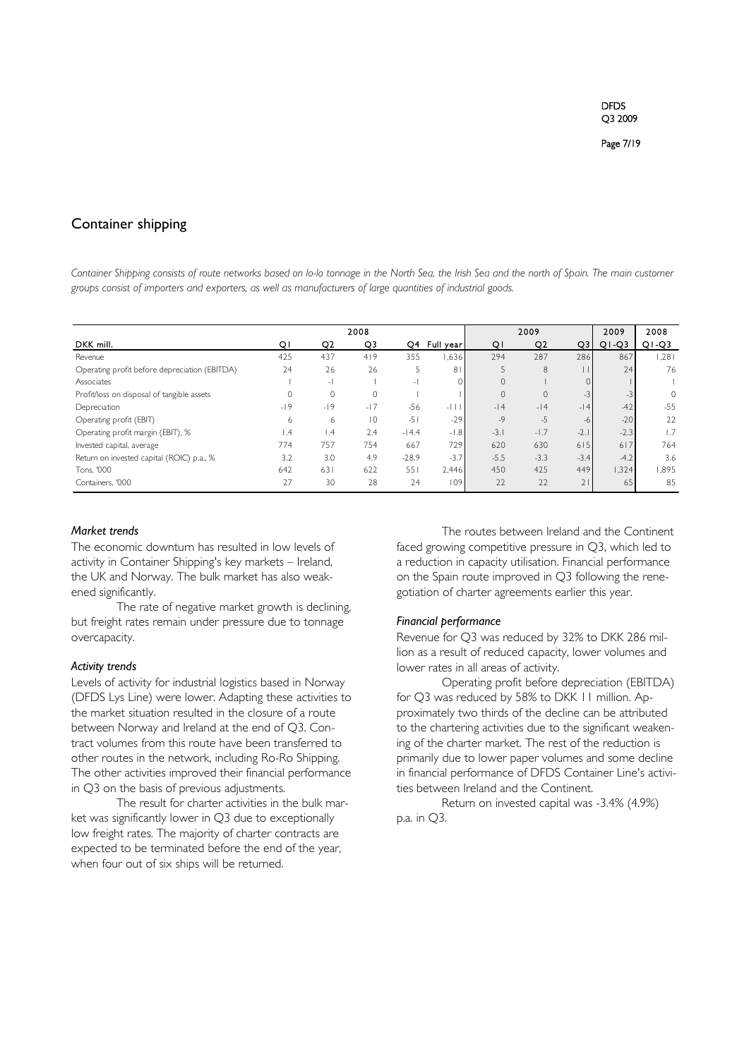## Container shipping

*Container Shipping consists of route networks based on lo-lo tonnage in the North Sea, the Irish Sea and the north of Spain. The main customer groups consist of importers and exporters, as well as manufacturers of large quantities of industrial goods.*

| | 2008 | | | | | 2009 | | | 2009 | 2008 |
|---|---|---|---|---|---|---|---|---|---|---|
| DKK mill. | Q1 | Q2 | Q3 | Q4 | Full year | Q1 | Q2 | Q3 | Q1-Q3 | Q1-Q3 |
| Revenue | 425 | 437 | 419 | 355 | 1,636 | 294 | 287 | 286 | 867 | 1,281 |
| Operating profit before depreciation (EBITDA) | 24 | 26 | 26 | 5 | 81 | 5 | 8 | 11 | 24 | 76 |
| Associates | 1 | -1 | 1 | -1 | 0 | 0 | 1 | 0 | 1 | 1 |
| Profit/loss on disposal of tangible assets | 0 | 0 | 0 | 1 | 1 | 0 | 0 | -3 | -3 | 0 |
| Depreciation | -19 | -19 | -17 | -56 | -111 | -14 | -14 | -14 | -42 | -55 |
| Operating profit (EBIT) | 6 | 6 | 10 | -51 | -29 | -9 | -5 | -6 | -20 | 22 |
| Operating profit margin (EBIT), % | 1.4 | 1.4 | 2.4 | -14.4 | -1.8 | -3.1 | -1.7 | -2.1 | -2.3 | 1.7 |
| Invested capital, average | 774 | 757 | 754 | 667 | 729 | 620 | 630 | 615 | 617 | 764 |
| Return on invested capital (ROIC) p.a., % | 3.2 | 3.0 | 4.9 | -28.9 | -3.7 | -5.5 | -3.3 | -3.4 | -4.2 | 3.6 |
| Tons, '000 | 642 | 631 | 622 | 551 | 2,446 | 450 | 425 | 449 | 1,324 | 1,895 |
| Containers, '000 | 27 | 30 | 28 | 24 | 109 | 22 | 22 | 21 | 65 | 85 |

### *Market trends*

The economic downturn has resulted in low levels of activity in Container Shipping's key markets – Ireland, the UK and Norway. The bulk market has also weakened significantly.

The rate of negative market growth is declining, but freight rates remain under pressure due to tonnage overcapacity.

### *Activity trends*

Levels of activity for industrial logistics based in Norway (DFDS Lys Line) were lower. Adapting these activities to the market situation resulted in the closure of a route between Norway and Ireland at the end of Q3. Contract volumes from this route have been transferred to other routes in the network, including Ro-Ro Shipping. The other activities improved their financial performance in Q3 on the basis of previous adjustments.

The result for charter activities in the bulk market was significantly lower in Q3 due to exceptionally low freight rates. The majority of charter contracts are expected to be terminated before the end of the year, when four out of six ships will be returned.

The routes between Ireland and the Continent faced growing competitive pressure in Q3, which led to a reduction in capacity utilisation. Financial performance on the Spain route improved in Q3 following the renegotiation of charter agreements earlier this year.

### *Financial performance*

Revenue for Q3 was reduced by 32% to DKK 286 million as a result of reduced capacity, lower volumes and lower rates in all areas of activity.

Operating profit before depreciation (EBITDA) for Q3 was reduced by 58% to DKK 11 million. Approximately two thirds of the decline can be attributed to the chartering activities due to the significant weakening of the charter market. The rest of the reduction is primarily due to lower paper volumes and some decline in financial performance of DFDS Container Line's activities between Ireland and the Continent.

Return on invested capital was -3.4% (4.9%) p.a. in Q3.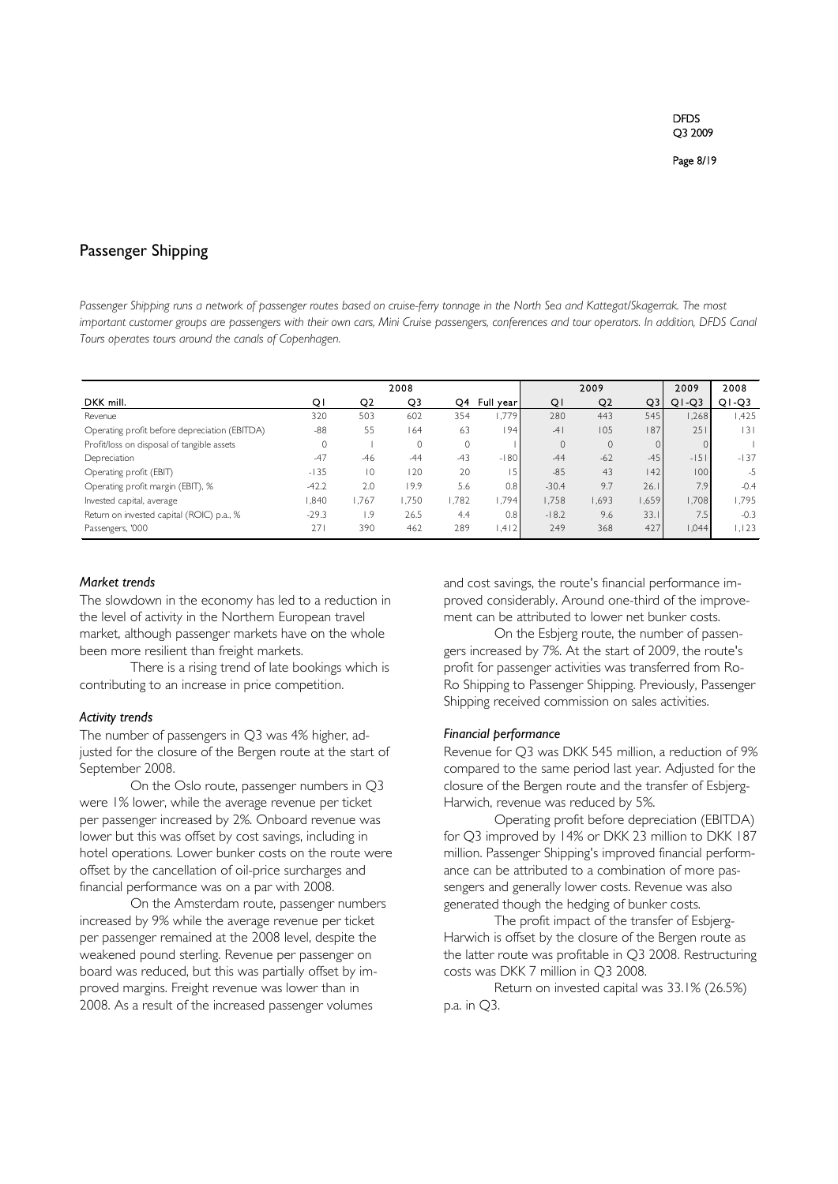## Passenger Shipping

*Passenger Shipping runs a network of passenger routes based on cruise-ferry tonnage in the North Sea and Kattegat/Skagerrak. The most important customer groups are passengers with their own cars, Mini Cruise passengers, conferences and tour operators. In addition, DFDS Canal Tours operates tours around the canals of Copenhagen.*

| | 2008 | | | | | 2009 | | | 2009 | 2008 |
|---|---|---|---|---|---|---|---|---|---|---|
| DKK mill. | Q1 | Q2 | Q3 | Q4 | Full year | Q1 | Q2 | Q3 | Q1-Q3 | Q1-Q3 |
| Revenue | 320 | 503 | 602 | 354 | 1,779 | 280 | 443 | 545 | 1,268 | 1,425 |
| Operating profit before depreciation (EBITDA) | -88 | 55 | 164 | 63 | 194 | -41 | 105 | 187 | 251 | 131 |
| Profit/loss on disposal of tangible assets | 0 | 1 | 0 | 0 | 1 | 0 | 0 | 0 | 0 | 1 |
| Depreciation | -47 | -46 | -44 | -43 | -180 | -44 | -62 | -45 | -151 | -137 |
| Operating profit (EBIT) | -135 | 10 | 120 | 20 | 15 | -85 | 43 | 142 | 100 | -5 |
| Operating profit margin (EBIT), % | -42.2 | 2.0 | 19.9 | 5.6 | 0.8 | -30.4 | 9.7 | 26.1 | 7.9 | -0.4 |
| Invested capital, average | 1,840 | 1,767 | 1,750 | 1,782 | 1,794 | 1,758 | 1,693 | 1,659 | 1,708 | 1,795 |
| Return on invested capital (ROIC) p.a., % | -29.3 | 1.9 | 26.5 | 4.4 | 0.8 | -18.2 | 9.6 | 33.1 | 7.5 | -0.3 |
| Passengers, '000 | 271 | 390 | 462 | 289 | 1,412 | 249 | 368 | 427 | 1,044 | 1,123 |

### *Market trends*

The slowdown in the economy has led to a reduction in the level of activity in the Northern European travel market, although passenger markets have on the whole been more resilient than freight markets.

There is a rising trend of late bookings which is contributing to an increase in price competition.

### *Activity trends*

The number of passengers in Q3 was 4% higher, adjusted for the closure of the Bergen route at the start of September 2008.

On the Oslo route, passenger numbers in Q3 were 1% lower, while the average revenue per ticket per passenger increased by 2%. Onboard revenue was lower but this was offset by cost savings, including in hotel operations. Lower bunker costs on the route were offset by the cancellation of oil-price surcharges and financial performance was on a par with 2008.

On the Amsterdam route, passenger numbers increased by 9% while the average revenue per ticket per passenger remained at the 2008 level, despite the weakened pound sterling. Revenue per passenger on board was reduced, but this was partially offset by improved margins. Freight revenue was lower than in 2008. As a result of the increased passenger volumes and cost savings, the route's financial performance improved considerably. Around one-third of the improvement can be attributed to lower net bunker costs.

On the Esbjerg route, the number of passengers increased by 7%. At the start of 2009, the route's profit for passenger activities was transferred from Ro-Ro Shipping to Passenger Shipping. Previously, Passenger Shipping received commission on sales activities.

### *Financial performance*

Revenue for Q3 was DKK 545 million, a reduction of 9% compared to the same period last year. Adjusted for the closure of the Bergen route and the transfer of Esbjerg-Harwich, revenue was reduced by 5%.

Operating profit before depreciation (EBITDA) for Q3 improved by 14% or DKK 23 million to DKK 187 million. Passenger Shipping's improved financial performance can be attributed to a combination of more passengers and generally lower costs. Revenue was also generated though the hedging of bunker costs.

The profit impact of the transfer of Esbjerg-Harwich is offset by the closure of the Bergen route as the latter route was profitable in Q3 2008. Restructuring costs was DKK 7 million in Q3 2008.

Return on invested capital was 33.1% (26.5%) p.a. in Q3.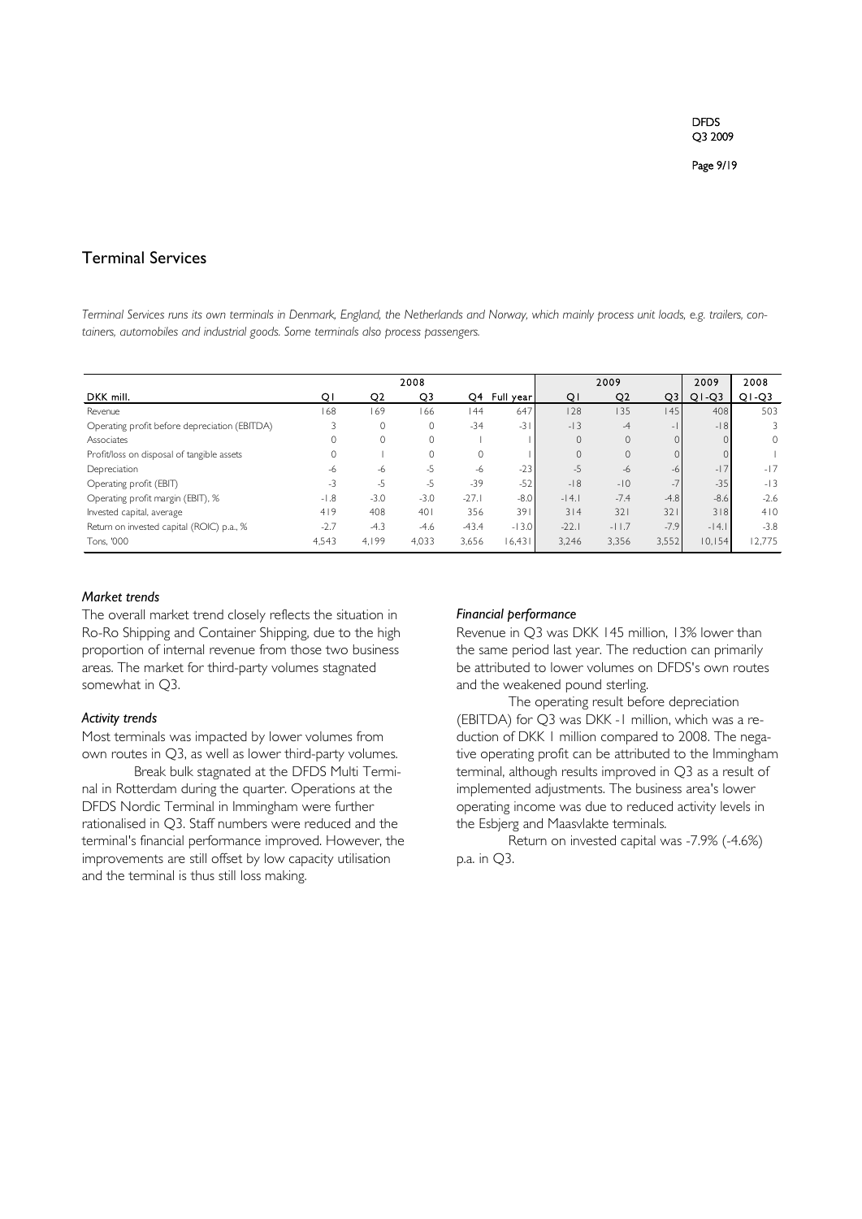## Terminal Services

*Terminal Services runs its own terminals in Denmark, England, the Netherlands and Norway, which mainly process unit loads, e.g. trailers, containers, automobiles and industrial goods. Some terminals also process passengers.*

| | 2008 | | | | | 2009 | | | 2009 | 2008 |
|---|---|---|---|---|---|---|---|---|---|---|
| DKK mill. | Q1 | Q2 | Q3 | Q4 | Full year | Q1 | Q2 | Q3 | Q1-Q3 | Q1-Q3 |
| Revenue | 168 | 169 | 166 | 144 | 647 | 128 | 135 | 145 | 408 | 503 |
| Operating profit before depreciation (EBITDA) | 3 | 0 | 0 | -34 | -31 | -13 | -4 | -1 | -18 | 3 |
| Associates | 0 | 0 | 0 | 1 | 1 | 0 | 0 | 0 | 0 | 0 |
| Profit/loss on disposal of tangible assets | 0 | 1 | 0 | 0 | 1 | 0 | 0 | 0 | 0 | 1 |
| Depreciation | -6 | -6 | -5 | -6 | -23 | -5 | -6 | -6 | -17 | -17 |
| Operating profit (EBIT) | -3 | -5 | -5 | -39 | -52 | -18 | -10 | -7 | -35 | -13 |
| Operating profit margin (EBIT), % | -1.8 | -3.0 | -3.0 | -27.1 | -8.0 | -14.1 | -7.4 | -4.8 | -8.6 | -2.6 |
| Invested capital, average | 419 | 408 | 401 | 356 | 391 | 314 | 321 | 321 | 318 | 410 |
| Return on invested capital (ROIC) p.a., % | -2.7 | -4.3 | -4.6 | -43.4 | -13.0 | -22.1 | -11.7 | -7.9 | -14.1 | -3.8 |
| Tons, '000 | 4,543 | 4,199 | 4,033 | 3,656 | 16,431 | 3,246 | 3,356 | 3,552 | 10,154 | 12,775 |

### *Market trends*

The overall market trend closely reflects the situation in Ro-Ro Shipping and Container Shipping, due to the high proportion of internal revenue from those two business areas. The market for third-party volumes stagnated somewhat in Q3.

### *Activity trends*

Most terminals was impacted by lower volumes from own routes in Q3, as well as lower third-party volumes.

Break bulk stagnated at the DFDS Multi Terminal in Rotterdam during the quarter. Operations at the DFDS Nordic Terminal in Immingham were further rationalised in Q3. Staff numbers were reduced and the terminal's financial performance improved. However, the improvements are still offset by low capacity utilisation and the terminal is thus still loss making.

### *Financial performance*

Revenue in Q3 was DKK 145 million, 13% lower than the same period last year. The reduction can primarily be attributed to lower volumes on DFDS's own routes and the weakened pound sterling.

The operating result before depreciation (EBITDA) for Q3 was DKK -1 million, which was a reduction of DKK 1 million compared to 2008. The negative operating profit can be attributed to the Immingham terminal, although results improved in Q3 as a result of implemented adjustments. The business area's lower operating income was due to reduced activity levels in the Esbjerg and Maasvlakte terminals.

Return on invested capital was -7.9% (-4.6%) p.a. in Q3.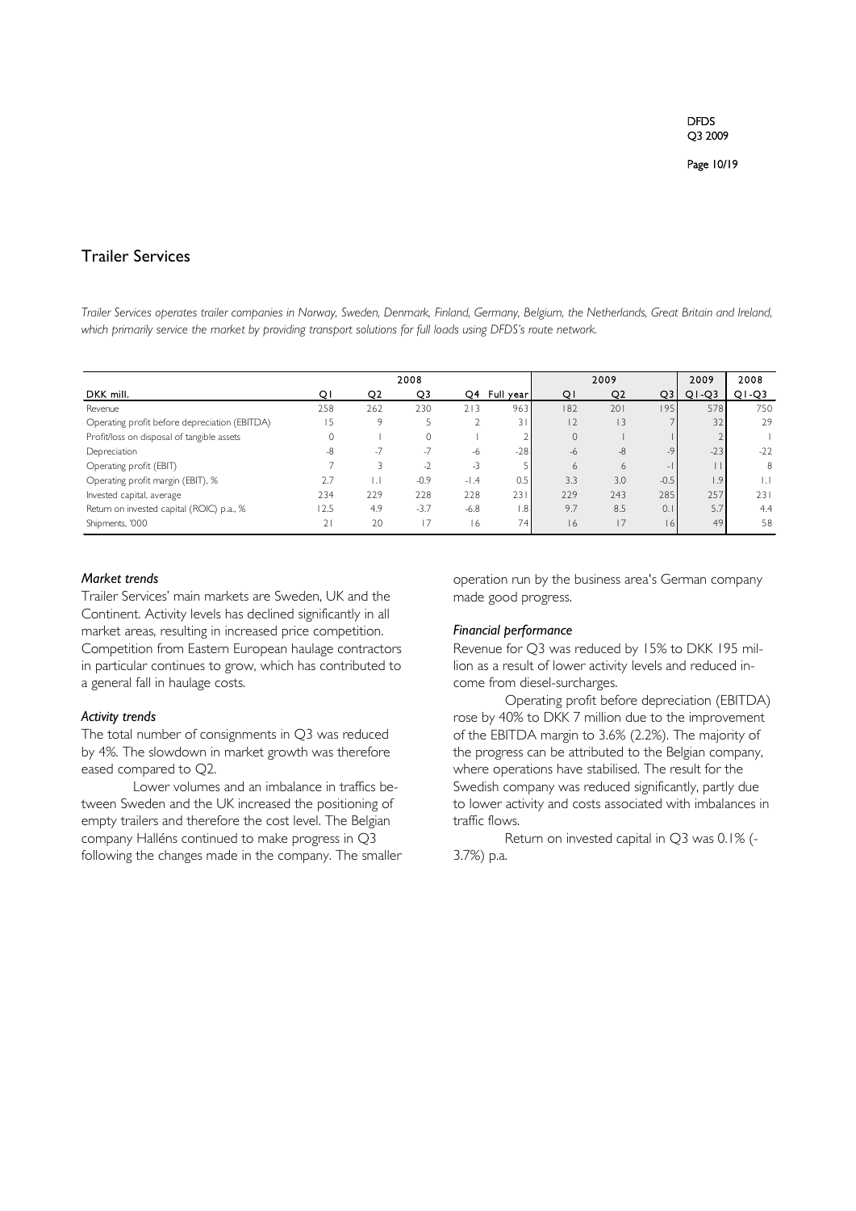## Trailer Services

*Trailer Services operates trailer companies in Norway, Sweden, Denmark, Finland, Germany, Belgium, the Netherlands, Great Britain and Ireland, which primarily service the market by providing transport solutions for full loads using DFDS's route network.*

| | 2008 | | | | | 2009 | | | 2009 | 2008 |
|---|---|---|---|---|---|---|---|---|---|---|
| DKK mill. | Q1 | Q2 | Q3 | Q4 | Full year | Q1 | Q2 | Q3 | Q1-Q3 | Q1-Q3 |
| Revenue | 258 | 262 | 230 | 213 | 963 | 182 | 201 | 195 | 578 | 750 |
| Operating profit before depreciation (EBITDA) | 15 | 9 | 5 | 2 | 31 | 12 | 13 | 7 | 32 | 29 |
| Profit/loss on disposal of tangible assets | 0 | 1 | 0 | 1 | 2 | 0 | 1 | 1 | 2 | 1 |
| Depreciation | -8 | -7 | -7 | -6 | -28 | -6 | -8 | -9 | -23 | -22 |
| Operating profit (EBIT) | 7 | 3 | -2 | -3 | 5 | 6 | 6 | -1 | 11 | 8 |
| Operating profit margin (EBIT), % | 2.7 | 1.1 | -0.9 | -1.4 | 0.5 | 3.3 | 3.0 | -0.5 | 1.9 | 1.1 |
| Invested capital, average | 234 | 229 | 228 | 228 | 231 | 229 | 243 | 285 | 257 | 231 |
| Return on invested capital (ROIC) p.a., % | 12.5 | 4.9 | -3.7 | -6.8 | 1.8 | 9.7 | 8.5 | 0.1 | 5.7 | 4.4 |
| Shipments, '000 | 21 | 20 | 17 | 16 | 74 | 16 | 17 | 16 | 49 | 58 |

### *Market trends*

Trailer Services' main markets are Sweden, UK and the Continent. Activity levels has declined significantly in all market areas, resulting in increased price competition. Competition from Eastern European haulage contractors in particular continues to grow, which has contributed to a general fall in haulage costs.

### *Activity trends*

The total number of consignments in Q3 was reduced by 4%. The slowdown in market growth was therefore eased compared to Q2.

Lower volumes and an imbalance in traffics between Sweden and the UK increased the positioning of empty trailers and therefore the cost level. The Belgian company Halléns continued to make progress in Q3 following the changes made in the company. The smaller operation run by the business area's German company made good progress.

### *Financial performance*

Revenue for Q3 was reduced by 15% to DKK 195 million as a result of lower activity levels and reduced income from diesel-surcharges.

Operating profit before depreciation (EBITDA) rose by 40% to DKK 7 million due to the improvement of the EBITDA margin to 3.6% (2.2%). The majority of the progress can be attributed to the Belgian company, where operations have stabilised. The result for the Swedish company was reduced significantly, partly due to lower activity and costs associated with imbalances in traffic flows.

Return on invested capital in Q3 was 0.1% (-3.7%) p.a.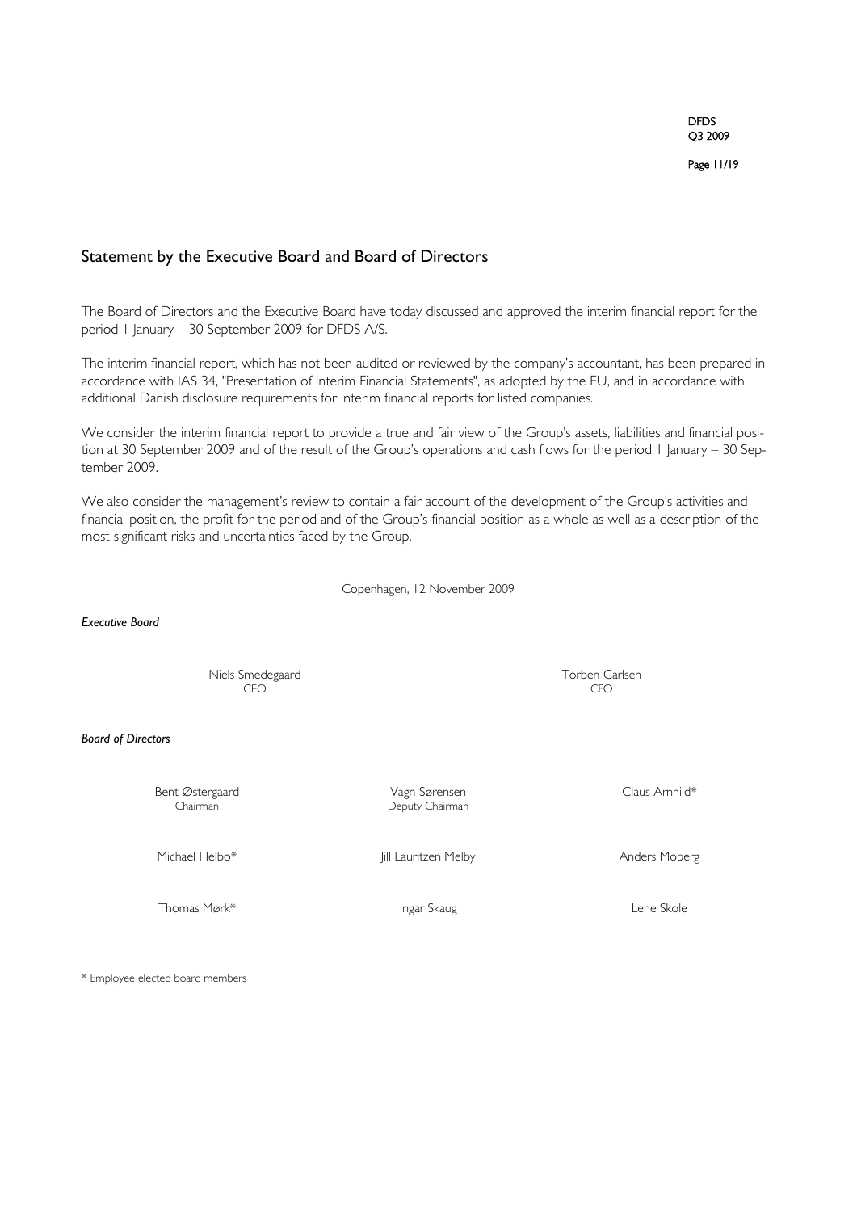## Statement by the Executive Board and Board of Directors

The Board of Directors and the Executive Board have today discussed and approved the interim financial report for the period 1 January – 30 September 2009 for DFDS A/S.

The interim financial report, which has not been audited or reviewed by the company's accountant, has been prepared in accordance with IAS 34, "Presentation of Interim Financial Statements", as adopted by the EU, and in accordance with additional Danish disclosure requirements for interim financial reports for listed companies.

We consider the interim financial report to provide a true and fair view of the Group's assets, liabilities and financial position at 30 September 2009 and of the result of the Group's operations and cash flows for the period 1 January – 30 September 2009.

We also consider the management's review to contain a fair account of the development of the Group's activities and financial position, the profit for the period and of the Group's financial position as a whole as well as a description of the most significant risks and uncertainties faced by the Group.

Copenhagen, 12 November 2009

*Executive Board*

| | |
|---|---|
| Niels Smedegaard<br>CEO | Torben Carlsen<br>CFO |

*Board of Directors*

| | | |
|---|---|---|
| Bent Østergaard<br>Chairman | Vagn Sørensen<br>Deputy Chairman | Claus Arnhild* |
| Michael Helbo* | Jill Lauritzen Melby | Anders Moberg |
| Thomas Mørk* | Ingar Skaug | Lene Skole |

* Employee elected board members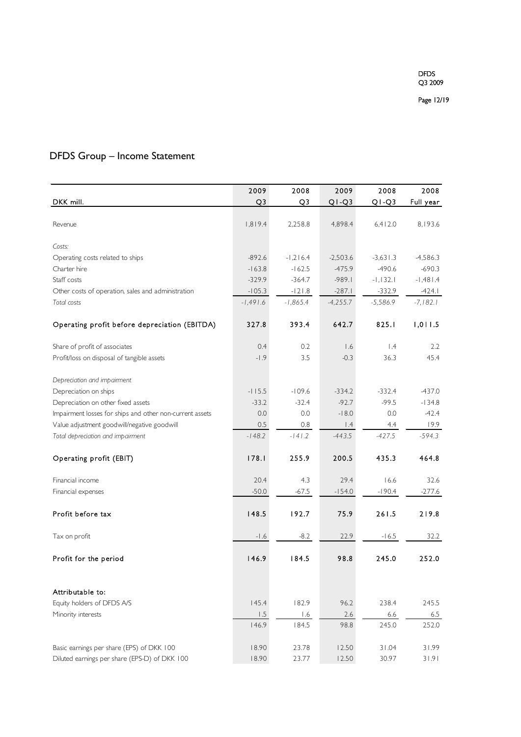# DFDS Group – Income Statement

| DKK mill. | 2009 Q3 | 2008 Q3 | 2009 Q1-Q3 | 2008 Q1-Q3 | 2008 Full year |
|---|---|---|---|---|---|
| Revenue | 1,819.4 | 2,258.8 | 4,898.4 | 6,412.0 | 8,193.6 |
| *Costs:* | | | | | |
| Operating costs related to ships | -892.6 | -1,216.4 | -2,503.6 | -3,631.3 | -4,586.3 |
| Charter hire | -163.8 | -162.5 | -475.9 | -490.6 | -690.3 |
| Staff costs | -329.9 | -364.7 | -989.1 | -1,132.1 | -1,481.4 |
| Other costs of operation, sales and administration | -105.3 | -121.8 | -287.1 | -332.9 | -424.1 |
| *Total costs* | *-1,491.6* | *-1,865.4* | *-4,255.7* | *-5,586.9* | *-7,182.1* |
| **Operating profit before depreciation (EBITDA)** | **327.8** | **393.4** | **642.7** | **825.1** | **1,011.5** |
| Share of profit of associates | 0.4 | 0.2 | 1.6 | 1.4 | 2.2 |
| Profit/loss on disposal of tangible assets | -1.9 | 3.5 | -0.3 | 36.3 | 45.4 |
| *Depreciation and impairment* | | | | | |
| Depreciation on ships | -115.5 | -109.6 | -334.2 | -332.4 | -437.0 |
| Depreciation on other fixed assets | -33.2 | -32.4 | -92.7 | -99.5 | -134.8 |
| Impairment losses for ships and other non-current assets | 0.0 | 0.0 | -18.0 | 0.0 | -42.4 |
| Value adjustment goodwill/negative goodwill | 0.5 | 0.8 | 1.4 | 4.4 | 19.9 |
| *Total depreciation and impairment* | *-148.2* | *-141.2* | *-443.5* | *-427.5* | *-594.3* |
| **Operating profit (EBIT)** | **178.1** | **255.9** | **200.5** | **435.3** | **464.8** |
| Financial income | 20.4 | 4.3 | 29.4 | 16.6 | 32.6 |
| Financial expenses | -50.0 | -67.5 | -154.0 | -190.4 | -277.6 |
| **Profit before tax** | **148.5** | **192.7** | **75.9** | **261.5** | **219.8** |
| Tax on profit | -1.6 | -8.2 | 22.9 | -16.5 | 32.2 |
| **Profit for the period** | **146.9** | **184.5** | **98.8** | **245.0** | **252.0** |
| **Attributable to:** | | | | | |
| Equity holders of DFDS A/S | 145.4 | 182.9 | 96.2 | 238.4 | 245.5 |
| Minority interests | 1.5 | 1.6 | 2.6 | 6.6 | 6.5 |
| | 146.9 | 184.5 | 98.8 | 245.0 | 252.0 |
| Basic earnings per share (EPS) of DKK 100 | 18.90 | 23.78 | 12.50 | 31.04 | 31.99 |
| Diluted earnings per share (EPS-D) of DKK 100 | 18.90 | 23.77 | 12.50 | 30.97 | 31.91 |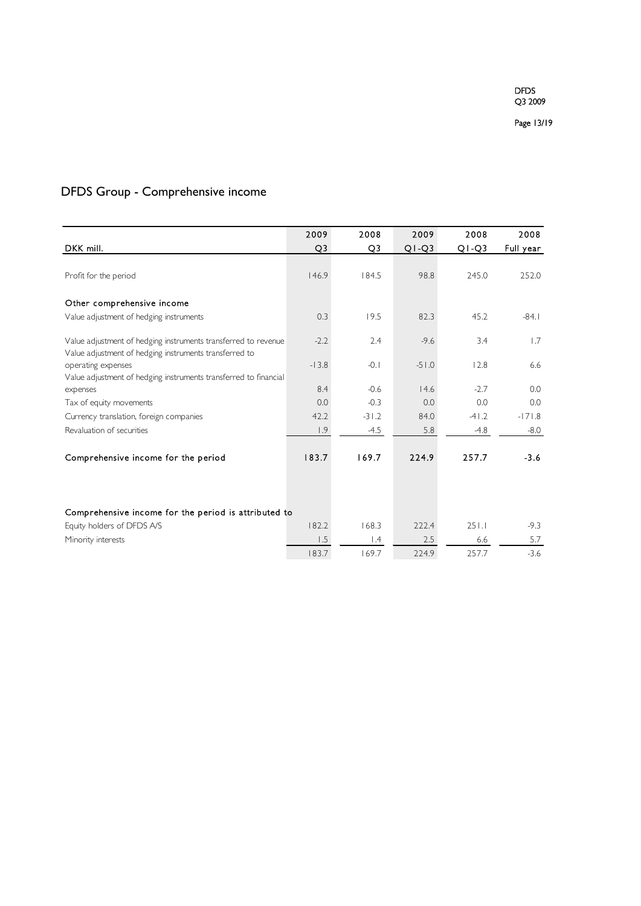# DFDS Group - Comprehensive income

| DKK mill. | 2009 Q3 | 2008 Q3 | 2009 Q1-Q3 | 2008 Q1-Q3 | 2008 Full year |
|---|---|---|---|---|---|
| Profit for the period | 146.9 | 184.5 | 98.8 | 245.0 | 252.0 |
| **Other comprehensive income** | | | | | |
| Value adjustment of hedging instruments | 0.3 | 19.5 | 82.3 | 45.2 | -84.1 |
| Value adjustment of hedging instruments transferred to revenue | -2.2 | 2.4 | -9.6 | 3.4 | 1.7 |
| Value adjustment of hedging instruments transferred to operating expenses | -13.8 | -0.1 | -51.0 | 12.8 | 6.6 |
| Value adjustment of hedging instruments transferred to financial expenses | 8.4 | -0.6 | 14.6 | -2.7 | 0.0 |
| Tax of equity movements | 0.0 | -0.3 | 0.0 | 0.0 | 0.0 |
| Currency translation, foreign companies | 42.2 | -31.2 | 84.0 | -41.2 | -171.8 |
| Revaluation of securities | 1.9 | -4.5 | 5.8 | -4.8 | -8.0 |
| **Comprehensive income for the period** | **183.7** | **169.7** | **224.9** | **257.7** | **-3.6** |
| | | | | | |
| **Comprehensive income for the period is attributed to** | | | | | |
| Equity holders of DFDS A/S | 182.2 | 168.3 | 222.4 | 251.1 | -9.3 |
| Minority interests | 1.5 | 1.4 | 2.5 | 6.6 | 5.7 |
| | 183.7 | 169.7 | 224.9 | 257.7 | -3.6 |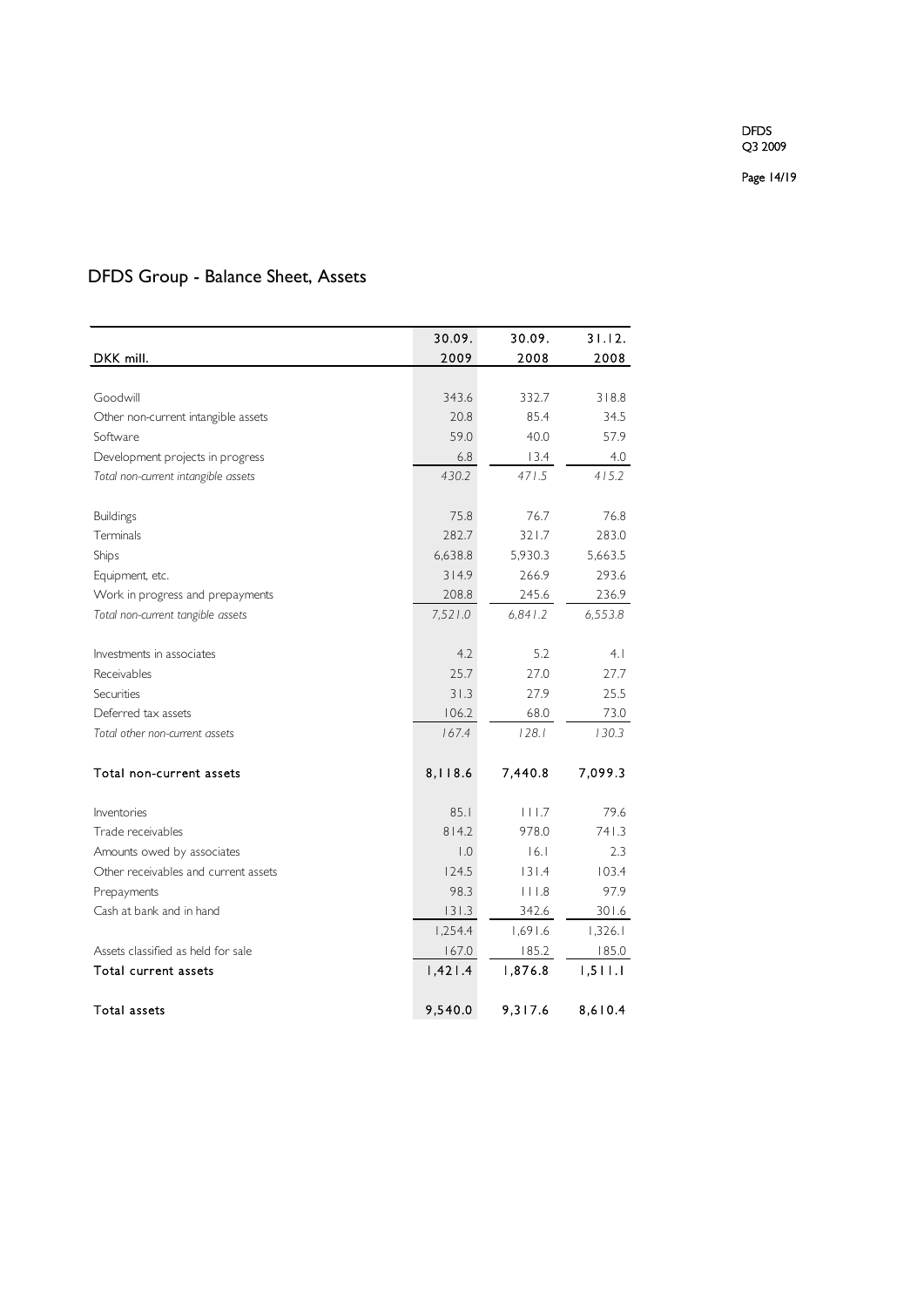## DFDS Group - Balance Sheet, Assets

| DKK mill. | 30.09. 2009 | 30.09. 2008 | 31.12. 2008 |
|---|---|---|---|
| Goodwill | 343.6 | 332.7 | 318.8 |
| Other non-current intangible assets | 20.8 | 85.4 | 34.5 |
| Software | 59.0 | 40.0 | 57.9 |
| Development projects in progress | 6.8 | 13.4 | 4.0 |
| *Total non-current intangible assets* | *430.2* | *471.5* | *415.2* |
| Buildings | 75.8 | 76.7 | 76.8 |
| Terminals | 282.7 | 321.7 | 283.0 |
| Ships | 6,638.8 | 5,930.3 | 5,663.5 |
| Equipment, etc. | 314.9 | 266.9 | 293.6 |
| Work in progress and prepayments | 208.8 | 245.6 | 236.9 |
| *Total non-current tangible assets* | *7,521.0* | *6,841.2* | *6,553.8* |
| Investments in associates | 4.2 | 5.2 | 4.1 |
| Receivables | 25.7 | 27.0 | 27.7 |
| Securities | 31.3 | 27.9 | 25.5 |
| Deferred tax assets | 106.2 | 68.0 | 73.0 |
| *Total other non-current assets* | *167.4* | *128.1* | *130.3* |
| Total non-current assets | 8,118.6 | 7,440.8 | 7,099.3 |
| Inventories | 85.1 | 111.7 | 79.6 |
| Trade receivables | 814.2 | 978.0 | 741.3 |
| Amounts owed by associates | 1.0 | 16.1 | 2.3 |
| Other receivables and current assets | 124.5 | 131.4 | 103.4 |
| Prepayments | 98.3 | 111.8 | 97.9 |
| Cash at bank and in hand | 131.3 | 342.6 | 301.6 |
| | 1,254.4 | 1,691.6 | 1,326.1 |
| Assets classified as held for sale | 167.0 | 185.2 | 185.0 |
| Total current assets | 1,421.4 | 1,876.8 | 1,511.1 |
| Total assets | 9,540.0 | 9,317.6 | 8,610.4 |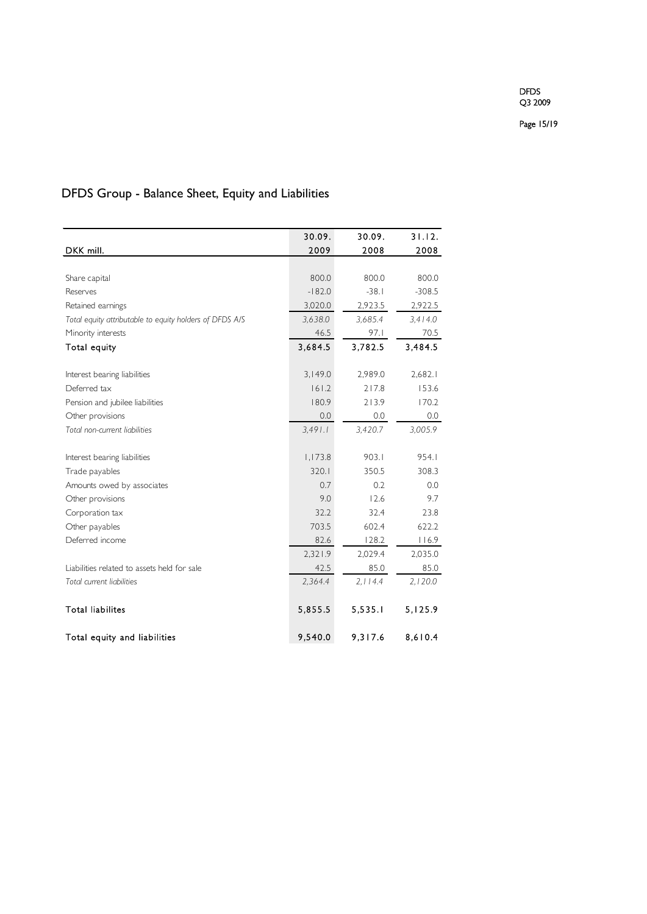# DFDS Group - Balance Sheet, Equity and Liabilities

| DKK mill. | 30.09. 2009 | 30.09. 2008 | 31.12. 2008 |
|---|---|---|---|
| Share capital | 800.0 | 800.0 | 800.0 |
| Reserves | -182.0 | -38.1 | -308.5 |
| Retained earnings | 3,020.0 | 2,923.5 | 2,922.5 |
| *Total equity attributable to equity holders of DFDS A/S* | *3,638.0* | *3,685.4* | *3,414.0* |
| Minority interests | 46.5 | 97.1 | 70.5 |
| Total equity | 3,684.5 | 3,782.5 | 3,484.5 |
| | | | |
| Interest bearing liabilities | 3,149.0 | 2,989.0 | 2,682.1 |
| Deferred tax | 161.2 | 217.8 | 153.6 |
| Pension and jubilee liabilities | 180.9 | 213.9 | 170.2 |
| Other provisions | 0.0 | 0.0 | 0.0 |
| *Total non-current liabilities* | *3,491.1* | *3,420.7* | *3,005.9* |
| | | | |
| Interest bearing liabilities | 1,173.8 | 903.1 | 954.1 |
| Trade payables | 320.1 | 350.5 | 308.3 |
| Amounts owed by associates | 0.7 | 0.2 | 0.0 |
| Other provisions | 9.0 | 12.6 | 9.7 |
| Corporation tax | 32.2 | 32.4 | 23.8 |
| Other payables | 703.5 | 602.4 | 622.2 |
| Deferred income | 82.6 | 128.2 | 116.9 |
| | 2,321.9 | 2,029.4 | 2,035.0 |
| Liabilities related to assets held for sale | 42.5 | 85.0 | 85.0 |
| *Total current liabilities* | *2,364.4* | *2,114.4* | *2,120.0* |
| | | | |
| Total liabilites | 5,855.5 | 5,535.1 | 5,125.9 |
| | | | |
| Total equity and liabilities | 9,540.0 | 9,317.6 | 8,610.4 |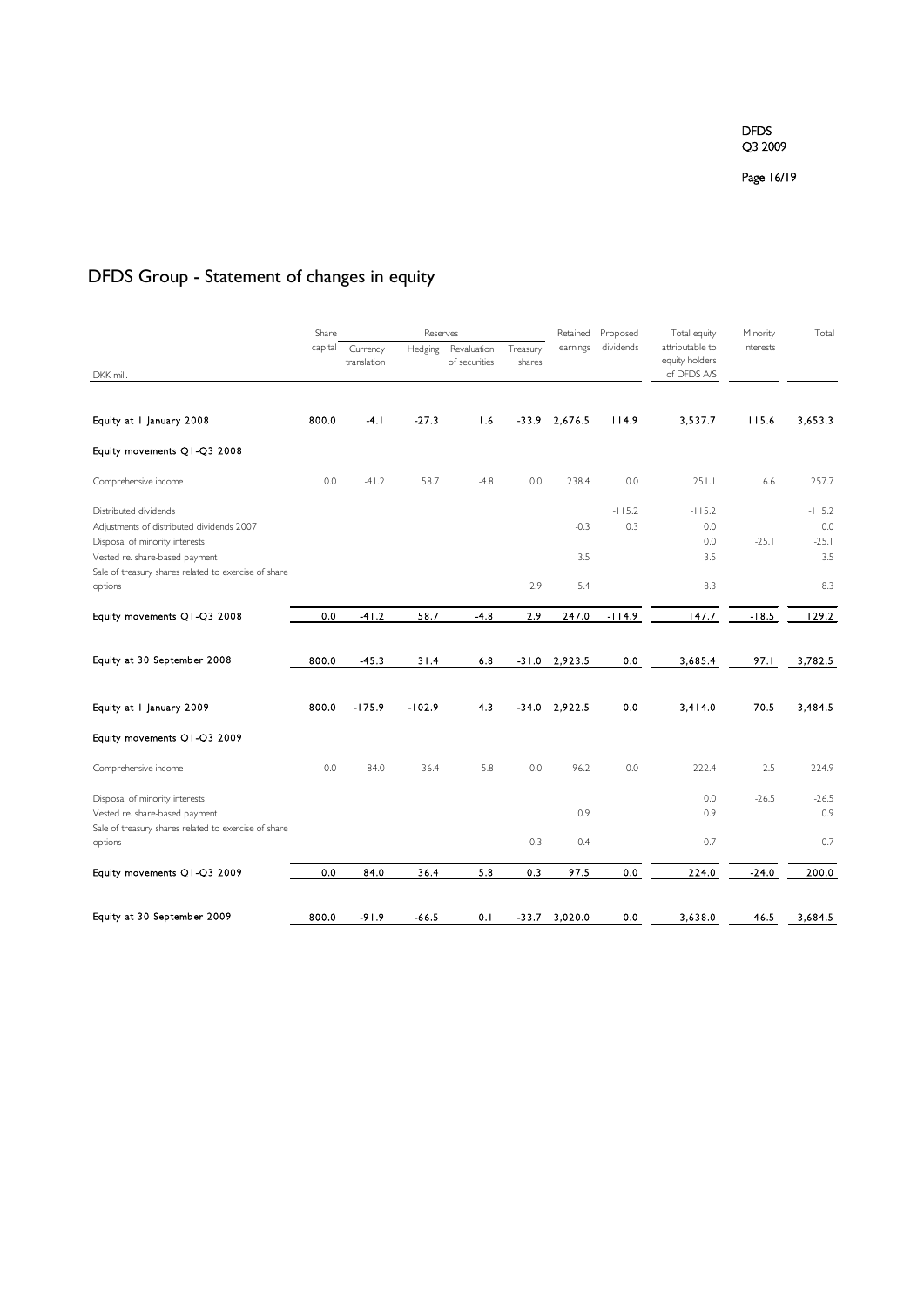# DFDS Group - Statement of changes in equity

| DKK mill. | Share capital | Reserves | | | | Retained earnings | Proposed dividends | Total equity attributable to equity holders of DFDS A/S | Minority interests | Total |
|---|---|---|---|---|---|---|---|---|---|---|
| | | Currency translation | Hedging | Revaluation of securities | Treasury shares | | | | | |
| **Equity at 1 January 2008** | **800.0** | **-4.1** | **-27.3** | **11.6** | **-33.9** | **2,676.5** | **114.9** | **3,537.7** | **115.6** | **3,653.3** |
| **Equity movements Q1-Q3 2008** | | | | | | | | | | |
| Comprehensive income | 0.0 | -41.2 | 58.7 | -4.8 | 0.0 | 238.4 | 0.0 | 251.1 | 6.6 | 257.7 |
| Distributed dividends | | | | | | | -115.2 | -115.2 | | -115.2 |
| Adjustments of distributed dividends 2007 | | | | | | -0.3 | 0.3 | 0.0 | | 0.0 |
| Disposal of minority interests | | | | | | | | 0.0 | -25.1 | -25.1 |
| Vested re. share-based payment | | | | | | 3.5 | | 3.5 | | 3.5 |
| Sale of treasury shares related to exercise of share options | | | | | 2.9 | 5.4 | | 8.3 | | 8.3 |
| **Equity movements Q1-Q3 2008** | **0.0** | **-41.2** | **58.7** | **-4.8** | **2.9** | **247.0** | **-114.9** | **147.7** | **-18.5** | **129.2** |
| **Equity at 30 September 2008** | **800.0** | **-45.3** | **31.4** | **6.8** | **-31.0** | **2,923.5** | **0.0** | **3,685.4** | **97.1** | **3,782.5** |
| **Equity at 1 January 2009** | **800.0** | **-175.9** | **-102.9** | **4.3** | **-34.0** | **2,922.5** | **0.0** | **3,414.0** | **70.5** | **3,484.5** |
| **Equity movements Q1-Q3 2009** | | | | | | | | | | |
| Comprehensive income | 0.0 | 84.0 | 36.4 | 5.8 | 0.0 | 96.2 | 0.0 | 222.4 | 2.5 | 224.9 |
| Disposal of minority interests | | | | | | | | 0.0 | -26.5 | -26.5 |
| Vested re. share-based payment | | | | | | 0.9 | | 0.9 | | 0.9 |
| Sale of treasury shares related to exercise of share options | | | | | 0.3 | 0.4 | | 0.7 | | 0.7 |
| **Equity movements Q1-Q3 2009** | **0.0** | **84.0** | **36.4** | **5.8** | **0.3** | **97.5** | **0.0** | **224.0** | **-24.0** | **200.0** |
| **Equity at 30 September 2009** | **800.0** | **-91.9** | **-66.5** | **10.1** | **-33.7** | **3,020.0** | **0.0** | **3,638.0** | **46.5** | **3,684.5** |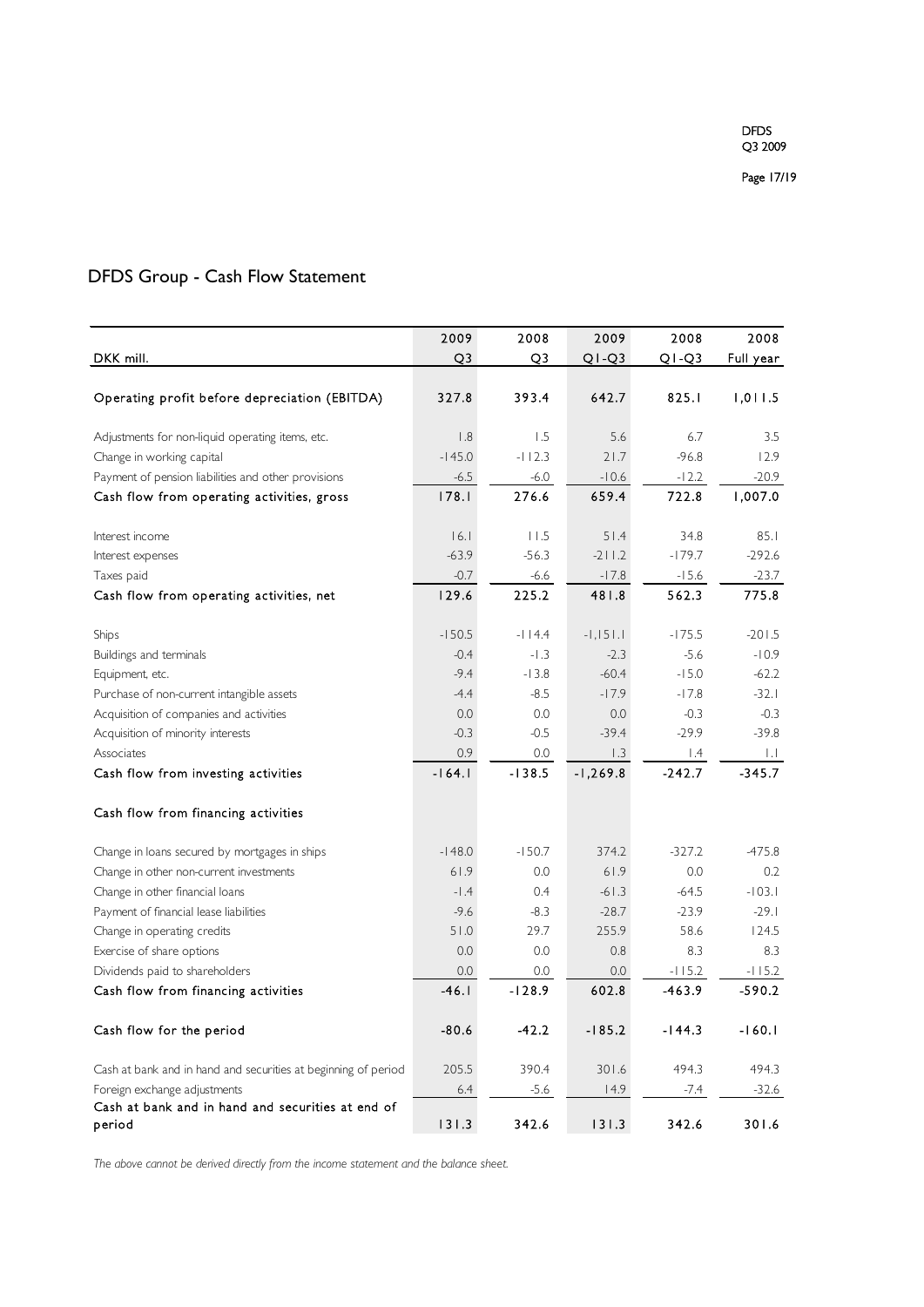# DFDS Group - Cash Flow Statement

| DKK mill. | 2009 Q3 | 2008 Q3 | 2009 Q1-Q3 | 2008 Q1-Q3 | 2008 Full year |
|---|---|---|---|---|---|
| Operating profit before depreciation (EBITDA) | 327.8 | 393.4 | 642.7 | 825.1 | 1,011.5 |
| Adjustments for non-liquid operating items, etc. | 1.8 | 1.5 | 5.6 | 6.7 | 3.5 |
| Change in working capital | -145.0 | -112.3 | 21.7 | -96.8 | 12.9 |
| Payment of pension liabilities and other provisions | -6.5 | -6.0 | -10.6 | -12.2 | -20.9 |
| Cash flow from operating activities, gross | 178.1 | 276.6 | 659.4 | 722.8 | 1,007.0 |
| Interest income | 16.1 | 11.5 | 51.4 | 34.8 | 85.1 |
| Interest expenses | -63.9 | -56.3 | -211.2 | -179.7 | -292.6 |
| Taxes paid | -0.7 | -6.6 | -17.8 | -15.6 | -23.7 |
| Cash flow from operating activities, net | 129.6 | 225.2 | 481.8 | 562.3 | 775.8 |
| Ships | -150.5 | -114.4 | -1,151.1 | -175.5 | -201.5 |
| Buildings and terminals | -0.4 | -1.3 | -2.3 | -5.6 | -10.9 |
| Equipment, etc. | -9.4 | -13.8 | -60.4 | -15.0 | -62.2 |
| Purchase of non-current intangible assets | -4.4 | -8.5 | -17.9 | -17.8 | -32.1 |
| Acquisition of companies and activities | 0.0 | 0.0 | 0.0 | -0.3 | -0.3 |
| Acquisition of minority interests | -0.3 | -0.5 | -39.4 | -29.9 | -39.8 |
| Associates | 0.9 | 0.0 | 1.3 | 1.4 | 1.1 |
| Cash flow from investing activities | -164.1 | -138.5 | -1,269.8 | -242.7 | -345.7 |
| Cash flow from financing activities | | | | | |
| Change in loans secured by mortgages in ships | -148.0 | -150.7 | 374.2 | -327.2 | -475.8 |
| Change in other non-current investments | 61.9 | 0.0 | 61.9 | 0.0 | 0.2 |
| Change in other financial loans | -1.4 | 0.4 | -61.3 | -64.5 | -103.1 |
| Payment of financial lease liabilities | -9.6 | -8.3 | -28.7 | -23.9 | -29.1 |
| Change in operating credits | 51.0 | 29.7 | 255.9 | 58.6 | 124.5 |
| Exercise of share options | 0.0 | 0.0 | 0.8 | 8.3 | 8.3 |
| Dividends paid to shareholders | 0.0 | 0.0 | 0.0 | -115.2 | -115.2 |
| Cash flow from financing activities | -46.1 | -128.9 | 602.8 | -463.9 | -590.2 |
| Cash flow for the period | -80.6 | -42.2 | -185.2 | -144.3 | -160.1 |
| Cash at bank and in hand and securities at beginning of period | 205.5 | 390.4 | 301.6 | 494.3 | 494.3 |
| Foreign exchange adjustments | 6.4 | -5.6 | 14.9 | -7.4 | -32.6 |
| Cash at bank and in hand and securities at end of period | 131.3 | 342.6 | 131.3 | 342.6 | 301.6 |

*The above cannot be derived directly from the income statement and the balance sheet.*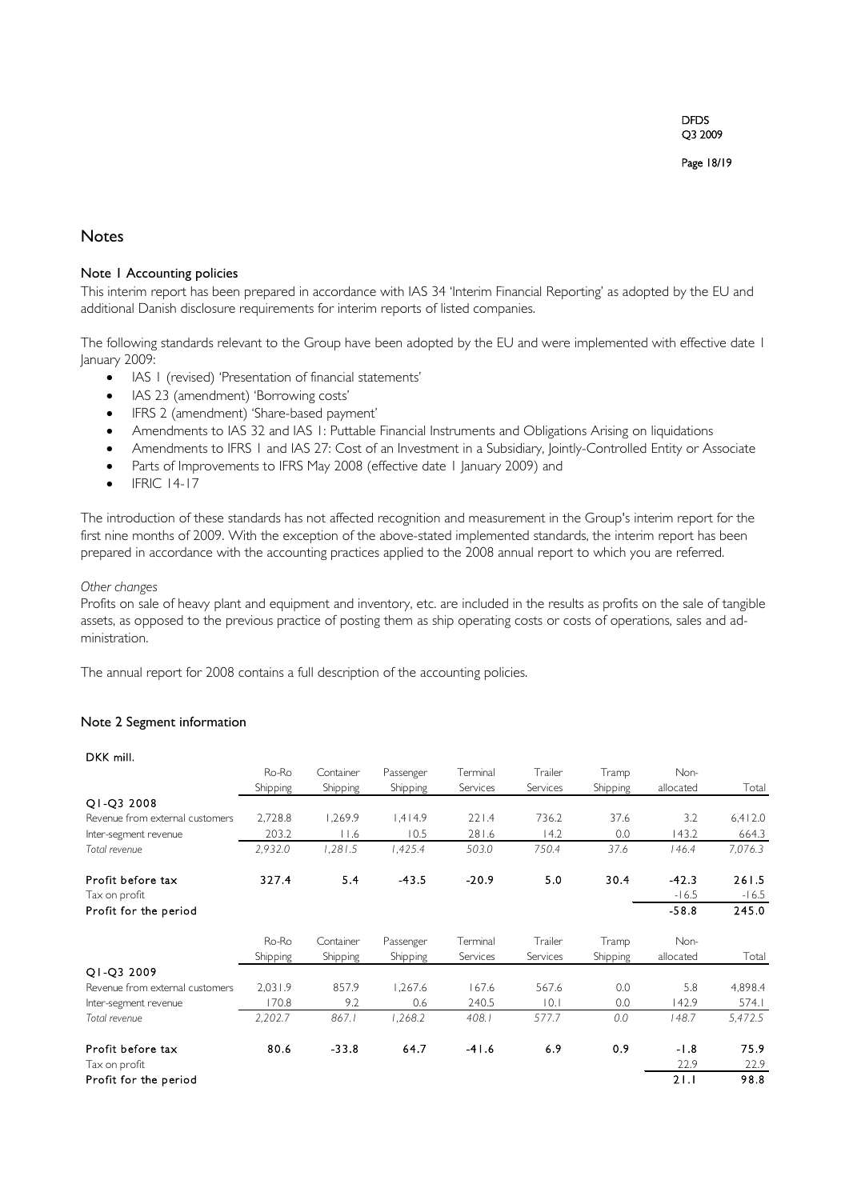## Notes

### Note 1 Accounting policies

This interim report has been prepared in accordance with IAS 34 'Interim Financial Reporting' as adopted by the EU and additional Danish disclosure requirements for interim reports of listed companies.

The following standards relevant to the Group have been adopted by the EU and were implemented with effective date 1 January 2009:

- IAS 1 (revised) 'Presentation of financial statements'
- IAS 23 (amendment) 'Borrowing costs'
- IFRS 2 (amendment) 'Share-based payment'
- Amendments to IAS 32 and IAS 1: Puttable Financial Instruments and Obligations Arising on liquidations
- Amendments to IFRS 1 and IAS 27: Cost of an Investment in a Subsidiary, Jointly-Controlled Entity or Associate
- Parts of Improvements to IFRS May 2008 (effective date 1 January 2009) and
- IFRIC 14-17

The introduction of these standards has not affected recognition and measurement in the Group's interim report for the first nine months of 2009. With the exception of the above-stated implemented standards, the interim report has been prepared in accordance with the accounting practices applied to the 2008 annual report to which you are referred.

*Other changes*

Profits on sale of heavy plant and equipment and inventory, etc. are included in the results as profits on the sale of tangible assets, as opposed to the previous practice of posting them as ship operating costs or costs of operations, sales and administration.

The annual report for 2008 contains a full description of the accounting policies.

### Note 2 Segment information

DKK mill.

| | Ro-Ro Shipping | Container Shipping | Passenger Shipping | Terminal Services | Trailer Services | Tramp Shipping | Non-allocated | Total |
|---|---|---|---|---|---|---|---|---|
| **Q1-Q3 2008** | | | | | | | | |
| Revenue from external customers | 2,728.8 | 1,269.9 | 1,414.9 | 221.4 | 736.2 | 37.6 | 3.2 | 6,412.0 |
| Inter-segment revenue | 203.2 | 11.6 | 10.5 | 281.6 | 14.2 | 0.0 | 143.2 | 664.3 |
| *Total revenue* | *2,932.0* | *1,281.5* | *1,425.4* | *503.0* | *750.4* | *37.6* | *146.4* | *7,076.3* |
| **Profit before tax** | **327.4** | **5.4** | **-43.5** | **-20.9** | **5.0** | **30.4** | **-42.3** | **261.5** |
| Tax on profit | | | | | | | -16.5 | -16.5 |
| **Profit for the period** | | | | | | | **-58.8** | **245.0** |

| | Ro-Ro Shipping | Container Shipping | Passenger Shipping | Terminal Services | Trailer Services | Tramp Shipping | Non-allocated | Total |
|---|---|---|---|---|---|---|---|---|
| **Q1-Q3 2009** | | | | | | | | |
| Revenue from external customers | 2,031.9 | 857.9 | 1,267.6 | 167.6 | 567.6 | 0.0 | 5.8 | 4,898.4 |
| Inter-segment revenue | 170.8 | 9.2 | 0.6 | 240.5 | 10.1 | 0.0 | 142.9 | 574.1 |
| *Total revenue* | *2,202.7* | *867.1* | *1,268.2* | *408.1* | *577.7* | *0.0* | *148.7* | *5,472.5* |
| **Profit before tax** | **80.6** | **-33.8** | **64.7** | **-41.6** | **6.9** | **0.9** | **-1.8** | **75.9** |
| Tax on profit | | | | | | | 22.9 | 22.9 |
| **Profit for the period** | | | | | | | **21.1** | **98.8** |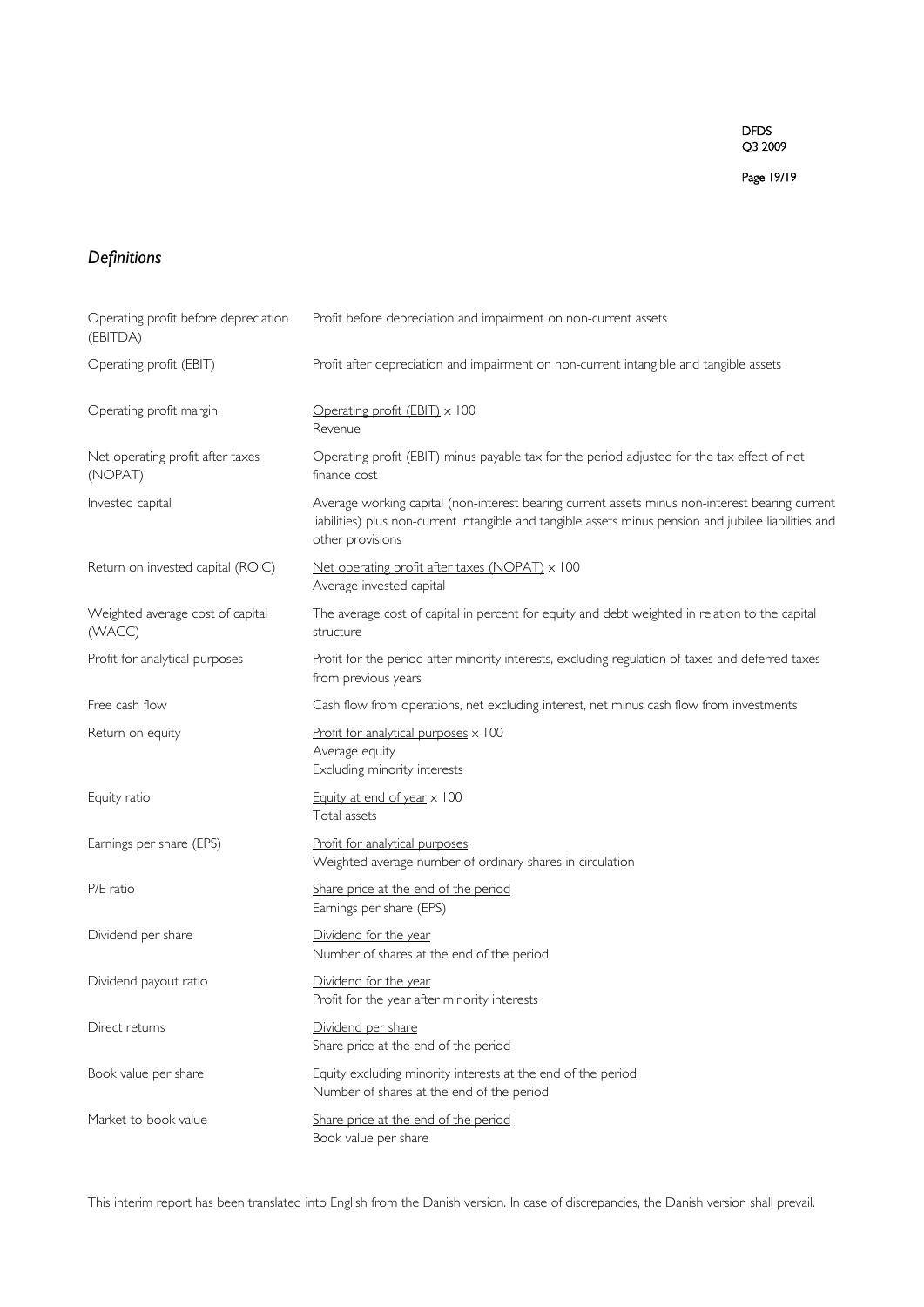## *Definitions*

| | |
|---|---|
| Operating profit before depreciation (EBITDA) | Profit before depreciation and impairment on non-current assets |
| Operating profit (EBIT) | Profit after depreciation and impairment on non-current intangible and tangible assets |
| Operating profit margin | $\frac{\text{Operating profit (EBIT)} \times 100}{\text{Revenue}}$ |
| Net operating profit after taxes (NOPAT) | Operating profit (EBIT) minus payable tax for the period adjusted for the tax effect of net finance cost |
| Invested capital | Average working capital (non-interest bearing current assets minus non-interest bearing current liabilities) plus non-current intangible and tangible assets minus pension and jubilee liabilities and other provisions |
| Return on invested capital (ROIC) | $\frac{\text{Net operating profit after taxes (NOPAT)} \times 100}{\text{Average invested capital}}$ |
| Weighted average cost of capital (WACC) | The average cost of capital in percent for equity and debt weighted in relation to the capital structure |
| Profit for analytical purposes | Profit for the period after minority interests, excluding regulation of taxes and deferred taxes from previous years |
| Free cash flow | Cash flow from operations, net excluding interest, net minus cash flow from investments |
| Return on equity | $\frac{\text{Profit for analytical purposes} \times 100}{\text{Average equity}}$ Excluding minority interests |
| Equity ratio | $\frac{\text{Equity at end of year} \times 100}{\text{Total assets}}$ |
| Earnings per share (EPS) | $\frac{\text{Profit for analytical purposes}}{\text{Weighted average number of ordinary shares in circulation}}$ |
| P/E ratio | $\frac{\text{Share price at the end of the period}}{\text{Earnings per share (EPS)}}$ |
| Dividend per share | $\frac{\text{Dividend for the year}}{\text{Number of shares at the end of the period}}$ |
| Dividend payout ratio | $\frac{\text{Dividend for the year}}{\text{Profit for the year after minority interests}}$ |
| Direct returns | $\frac{\text{Dividend per share}}{\text{Share price at the end of the period}}$ |
| Book value per share | $\frac{\text{Equity excluding minority interests at the end of the period}}{\text{Number of shares at the end of the period}}$ |
| Market-to-book value | $\frac{\text{Share price at the end of the period}}{\text{Book value per share}}$ |

This interim report has been translated into English from the Danish version. In case of discrepancies, the Danish version shall prevail.